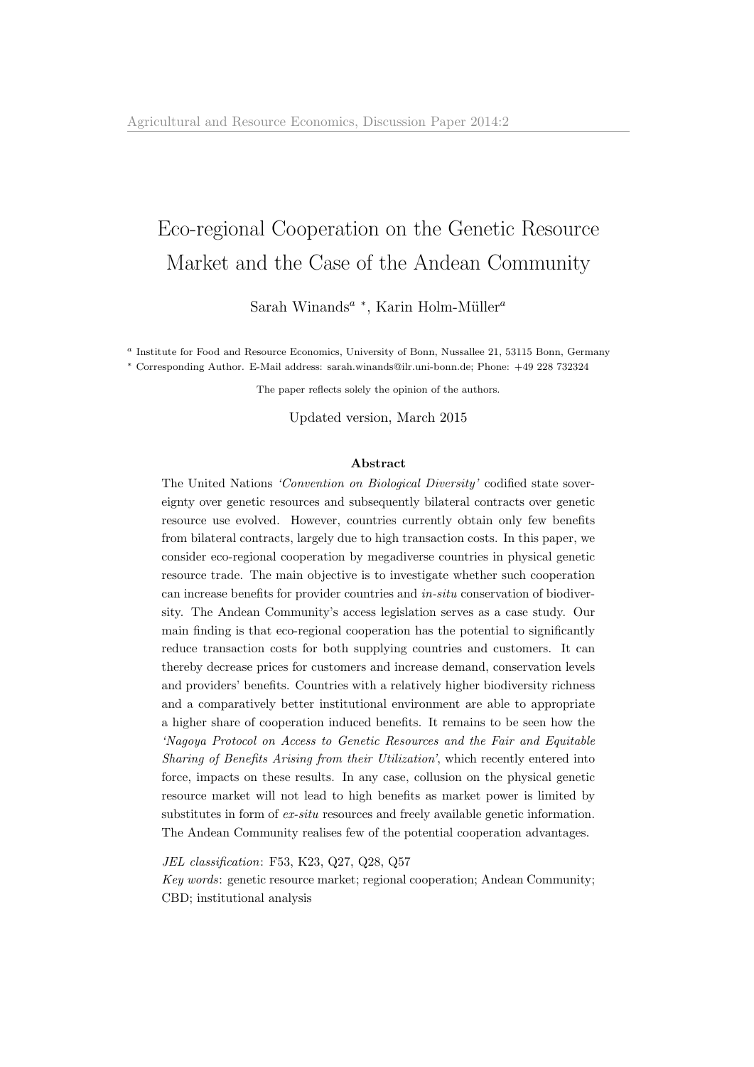# Eco-regional Cooperation on the Genetic Resource Market and the Case of the Andean Community

Sarah Winands[a] [*], Karin Holm-Müller[a]

[a] Institute for Food and Resource Economics, University of Bonn, Nussallee 21, 53115 Bonn, Germany
[*] Corresponding Author. E-Mail address: sarah.winands@ilr.uni-bonn.de; Phone: +49 228 732324

The paper reflects solely the opinion of the authors.

Updated version, March 2015

### Abstract

The United Nations *'Convention on Biological Diversity'* codified state sovereignty over genetic resources and subsequently bilateral contracts over genetic resource use evolved. However, countries currently obtain only few benefits from bilateral contracts, largely due to high transaction costs. In this paper, we consider eco-regional cooperation by megadiverse countries in physical genetic resource trade. The main objective is to investigate whether such cooperation can increase benefits for provider countries and *in-situ* conservation of biodiversity. The Andean Community's access legislation serves as a case study. Our main finding is that eco-regional cooperation has the potential to significantly reduce transaction costs for both supplying countries and customers. It can thereby decrease prices for customers and increase demand, conservation levels and providers' benefits. Countries with a relatively higher biodiversity richness and a comparatively better institutional environment are able to appropriate a higher share of cooperation induced benefits. It remains to be seen how the *'Nagoya Protocol on Access to Genetic Resources and the Fair and Equitable Sharing of Benefits Arising from their Utilization'*, which recently entered into force, impacts on these results. In any case, collusion on the physical genetic resource market will not lead to high benefits as market power is limited by substitutes in form of *ex-situ* resources and freely available genetic information. The Andean Community realises few of the potential cooperation advantages.

*JEL classification*: F53, K23, Q27, Q28, Q57

*Key words*: genetic resource market; regional cooperation; Andean Community; CBD; institutional analysis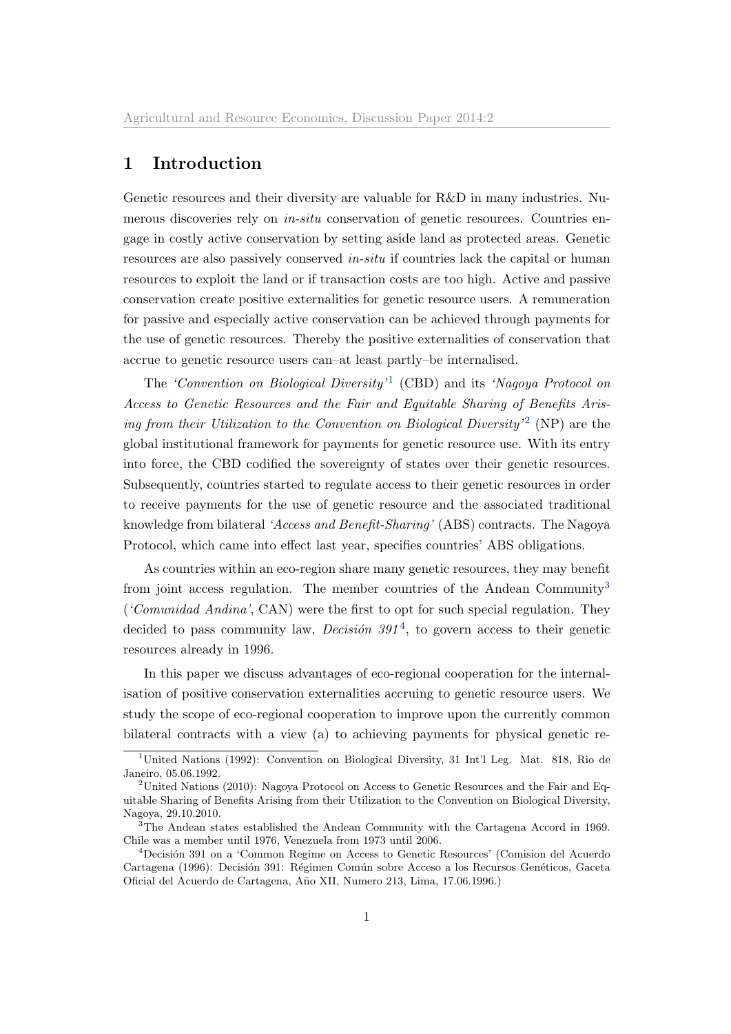## 1 Introduction

Genetic resources and their diversity are valuable for R&D in many industries. Numerous discoveries rely on *in-situ* conservation of genetic resources. Countries engage in costly active conservation by setting aside land as protected areas. Genetic resources are also passively conserved *in-situ* if countries lack the capital or human resources to exploit the land or if transaction costs are too high. Active and passive conservation create positive externalities for genetic resource users. A remuneration for passive and especially active conservation can be achieved through payments for the use of genetic resources. Thereby the positive externalities of conservation that accrue to genetic resource users can–at least partly–be internalised.

The *'Convention on Biological Diversity'*[1] (CBD) and its *'Nagoya Protocol on Access to Genetic Resources and the Fair and Equitable Sharing of Benefits Arising from their Utilization to the Convention on Biological Diversity'*[2] (NP) are the global institutional framework for payments for genetic resource use. With its entry into force, the CBD codified the sovereignty of states over their genetic resources. Subsequently, countries started to regulate access to their genetic resources in order to receive payments for the use of genetic resource and the associated traditional knowledge from bilateral *'Access and Benefit-Sharing'* (ABS) contracts. The Nagoya Protocol, which came into effect last year, specifies countries' ABS obligations.

As countries within an eco-region share many genetic resources, they may benefit from joint access regulation. The member countries of the Andean Community[3] (*'Comunidad Andina'*, CAN) were the first to opt for such special regulation. They decided to pass community law, *Decisión 391*[4], to govern access to their genetic resources already in 1996.

In this paper we discuss advantages of eco-regional cooperation for the internalisation of positive conservation externalities accruing to genetic resource users. We study the scope of eco-regional cooperation to improve upon the currently common bilateral contracts with a view (a) to achieving payments for physical genetic re-

[1] United Nations (1992): Convention on Biological Diversity, 31 Int'l Leg. Mat. 818, Rio de Janeiro, 05.06.1992.

[2] United Nations (2010): Nagoya Protocol on Access to Genetic Resources and the Fair and Equitable Sharing of Benefits Arising from their Utilization to the Convention on Biological Diversity, Nagoya, 29.10.2010.

[3] The Andean states established the Andean Community with the Cartagena Accord in 1969. Chile was a member until 1976, Venezuela from 1973 until 2006.

[4] Decisión 391 on a 'Common Regime on Access to Genetic Resources' (Comision del Acuerdo Cartagena (1996): Decisión 391: Régimen Común sobre Acceso a los Recursos Genéticos, Gaceta Oficial del Acuerdo de Cartagena, Año XII, Numero 213, Lima, 17.06.1996.)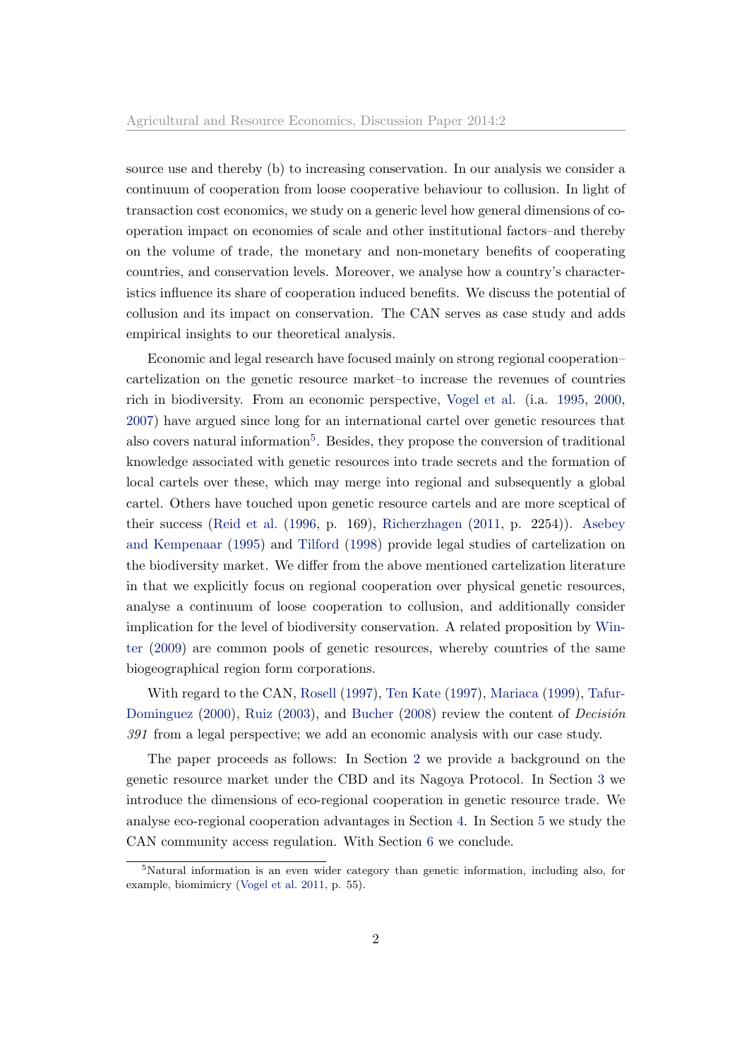source use and thereby (b) to increasing conservation. In our analysis we consider a continuum of cooperation from loose cooperative behaviour to collusion. In light of transaction cost economics, we study on a generic level how general dimensions of cooperation impact on economies of scale and other institutional factors–and thereby on the volume of trade, the monetary and non-monetary benefits of cooperating countries, and conservation levels. Moreover, we analyse how a country's characteristics influence its share of cooperation induced benefits. We discuss the potential of collusion and its impact on conservation. The CAN serves as case study and adds empirical insights to our theoretical analysis.

Economic and legal research have focused mainly on strong regional cooperation–cartelization on the genetic resource market–to increase the revenues of countries rich in biodiversity. From an economic perspective, Vogel et al. (i.a. 1995, 2000, 2007) have argued since long for an international cartel over genetic resources that also covers natural information[5]. Besides, they propose the conversion of traditional knowledge associated with genetic resources into trade secrets and the formation of local cartels over these, which may merge into regional and subsequently a global cartel. Others have touched upon genetic resource cartels and are more sceptical of their success (Reid et al. (1996, p. 169), Richerzhagen (2011, p. 2254)). Asebey and Kempenaar (1995) and Tilford (1998) provide legal studies of cartelization on the biodiversity market. We differ from the above mentioned cartelization literature in that we explicitly focus on regional cooperation over physical genetic resources, analyse a continuum of loose cooperation to collusion, and additionally consider implication for the level of biodiversity conservation. A related proposition by Winter (2009) are common pools of genetic resources, whereby countries of the same biogeographical region form corporations.

With regard to the CAN, Rosell (1997), Ten Kate (1997), Mariaca (1999), Tafur-Dominguez (2000), Ruiz (2003), and Bucher (2008) review the content of *Decisión 391* from a legal perspective; we add an economic analysis with our case study.

The paper proceeds as follows: In Section 2 we provide a background on the genetic resource market under the CBD and its Nagoya Protocol. In Section 3 we introduce the dimensions of eco-regional cooperation in genetic resource trade. We analyse eco-regional cooperation advantages in Section 4. In Section 5 we study the CAN community access regulation. With Section 6 we conclude.

[5]Natural information is an even wider category than genetic information, including also, for example, biomimicry (Vogel et al. 2011, p. 55).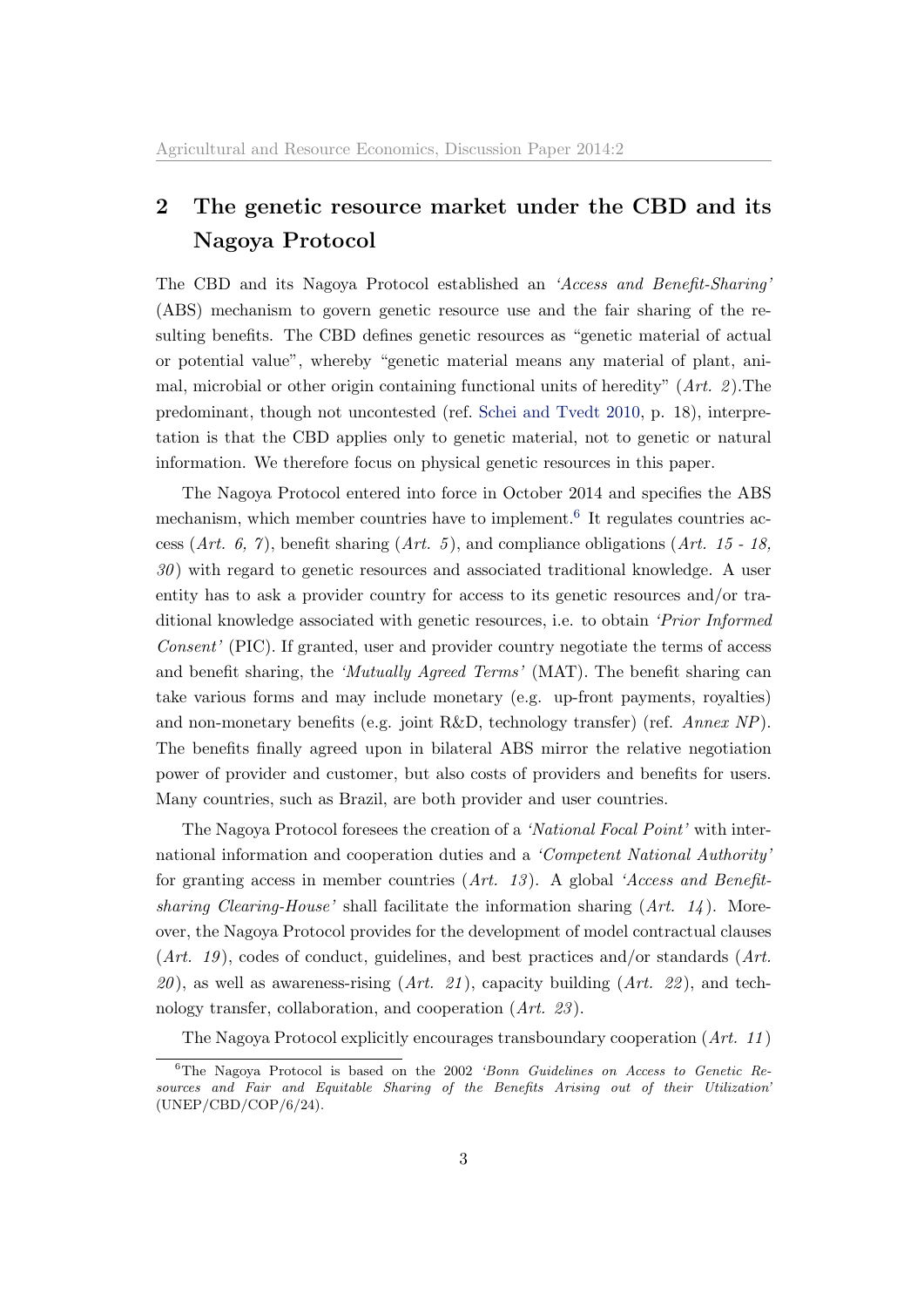## 2 The genetic resource market under the CBD and its Nagoya Protocol

The CBD and its Nagoya Protocol established an *'Access and Benefit-Sharing'* (ABS) mechanism to govern genetic resource use and the fair sharing of the resulting benefits. The CBD defines genetic resources as "genetic material of actual or potential value", whereby "genetic material means any material of plant, animal, microbial or other origin containing functional units of heredity" (*Art. 2*).The predominant, though not uncontested (ref. Schei and Tvedt 2010, p. 18), interpretation is that the CBD applies only to genetic material, not to genetic or natural information. We therefore focus on physical genetic resources in this paper.

The Nagoya Protocol entered into force in October 2014 and specifies the ABS mechanism, which member countries have to implement.[6] It regulates countries access (*Art. 6, 7*), benefit sharing (*Art. 5*), and compliance obligations (*Art. 15 - 18, 30*) with regard to genetic resources and associated traditional knowledge. A user entity has to ask a provider country for access to its genetic resources and/or traditional knowledge associated with genetic resources, i.e. to obtain *'Prior Informed Consent'* (PIC). If granted, user and provider country negotiate the terms of access and benefit sharing, the *'Mutually Agreed Terms'* (MAT). The benefit sharing can take various forms and may include monetary (e.g. up-front payments, royalties) and non-monetary benefits (e.g. joint R&D, technology transfer) (ref. *Annex NP*). The benefits finally agreed upon in bilateral ABS mirror the relative negotiation power of provider and customer, but also costs of providers and benefits for users. Many countries, such as Brazil, are both provider and user countries.

The Nagoya Protocol foresees the creation of a *'National Focal Point'* with international information and cooperation duties and a *'Competent National Authority'* for granting access in member countries (*Art. 13*). A global *'Access and Benefit-sharing Clearing-House'* shall facilitate the information sharing (*Art. 14*). Moreover, the Nagoya Protocol provides for the development of model contractual clauses (*Art. 19*), codes of conduct, guidelines, and best practices and/or standards (*Art. 20*), as well as awareness-rising (*Art. 21*), capacity building (*Art. 22*), and technology transfer, collaboration, and cooperation (*Art. 23*).

The Nagoya Protocol explicitly encourages transboundary cooperation (*Art. 11*)

---

[6] The Nagoya Protocol is based on the 2002 *'Bonn Guidelines on Access to Genetic Resources and Fair and Equitable Sharing of the Benefits Arising out of their Utilization'* (UNEP/CBD/COP/6/24).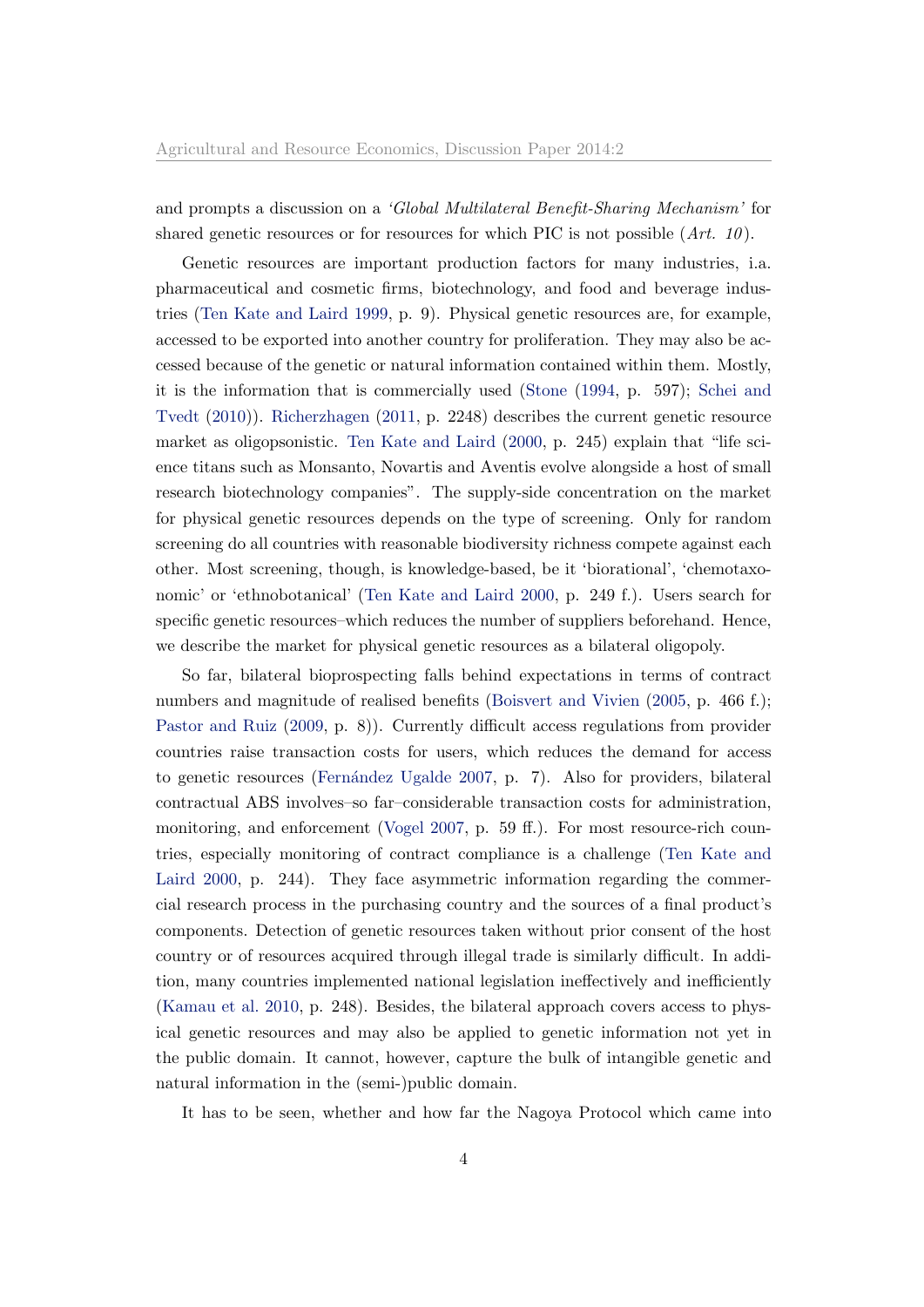and prompts a discussion on a *'Global Multilateral Benefit-Sharing Mechanism'* for shared genetic resources or for resources for which PIC is not possible (*Art. 10*).

Genetic resources are important production factors for many industries, i.a. pharmaceutical and cosmetic firms, biotechnology, and food and beverage industries (Ten Kate and Laird 1999, p. 9). Physical genetic resources are, for example, accessed to be exported into another country for proliferation. They may also be accessed because of the genetic or natural information contained within them. Mostly, it is the information that is commercially used (Stone (1994, p. 597); Schei and Tvedt (2010)). Richerzhagen (2011, p. 2248) describes the current genetic resource market as oligopsonistic. Ten Kate and Laird (2000, p. 245) explain that "life science titans such as Monsanto, Novartis and Aventis evolve alongside a host of small research biotechnology companies". The supply-side concentration on the market for physical genetic resources depends on the type of screening. Only for random screening do all countries with reasonable biodiversity richness compete against each other. Most screening, though, is knowledge-based, be it 'biorational', 'chemotaxonomic' or 'ethnobotanical' (Ten Kate and Laird 2000, p. 249 f.). Users search for specific genetic resources–which reduces the number of suppliers beforehand. Hence, we describe the market for physical genetic resources as a bilateral oligopoly.

So far, bilateral bioprospecting falls behind expectations in terms of contract numbers and magnitude of realised benefits (Boisvert and Vivien (2005, p. 466 f.); Pastor and Ruiz (2009, p. 8)). Currently difficult access regulations from provider countries raise transaction costs for users, which reduces the demand for access to genetic resources (Fernández Ugalde 2007, p. 7). Also for providers, bilateral contractual ABS involves–so far–considerable transaction costs for administration, monitoring, and enforcement (Vogel 2007, p. 59 ff.). For most resource-rich countries, especially monitoring of contract compliance is a challenge (Ten Kate and Laird 2000, p. 244). They face asymmetric information regarding the commercial research process in the purchasing country and the sources of a final product's components. Detection of genetic resources taken without prior consent of the host country or of resources acquired through illegal trade is similarly difficult. In addition, many countries implemented national legislation ineffectively and inefficiently (Kamau et al. 2010, p. 248). Besides, the bilateral approach covers access to physical genetic resources and may also be applied to genetic information not yet in the public domain. It cannot, however, capture the bulk of intangible genetic and natural information in the (semi-)public domain.

It has to be seen, whether and how far the Nagoya Protocol which came into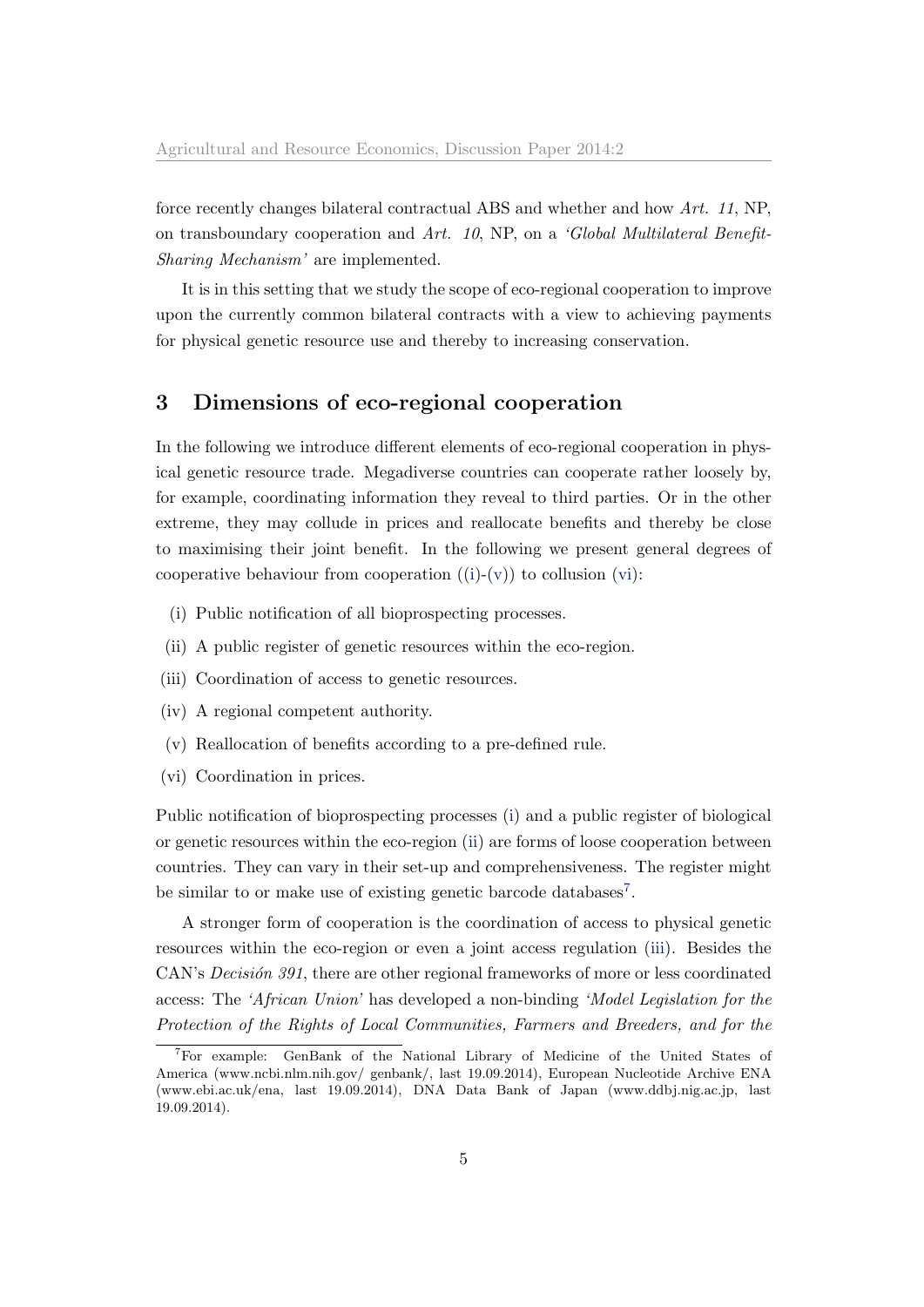force recently changes bilateral contractual ABS and whether and how *Art. 11*, NP, on transboundary cooperation and *Art. 10*, NP, on a *'Global Multilateral Benefit-Sharing Mechanism'* are implemented.

It is in this setting that we study the scope of eco-regional cooperation to improve upon the currently common bilateral contracts with a view to achieving payments for physical genetic resource use and thereby to increasing conservation.

## 3 Dimensions of eco-regional cooperation

In the following we introduce different elements of eco-regional cooperation in physical genetic resource trade. Megadiverse countries can cooperate rather loosely by, for example, coordinating information they reveal to third parties. Or in the other extreme, they may collude in prices and reallocate benefits and thereby be close to maximising their joint benefit. In the following we present general degrees of cooperative behaviour from cooperation ((i)-(v)) to collusion (vi):

(i) Public notification of all bioprospecting processes.

(ii) A public register of genetic resources within the eco-region.

(iii) Coordination of access to genetic resources.

(iv) A regional competent authority.

(v) Reallocation of benefits according to a pre-defined rule.

(vi) Coordination in prices.

Public notification of bioprospecting processes (i) and a public register of biological or genetic resources within the eco-region (ii) are forms of loose cooperation between countries. They can vary in their set-up and comprehensiveness. The register might be similar to or make use of existing genetic barcode databases[7].

A stronger form of cooperation is the coordination of access to physical genetic resources within the eco-region or even a joint access regulation (iii). Besides the CAN's *Decisión 391*, there are other regional frameworks of more or less coordinated access: The *'African Union'* has developed a non-binding *'Model Legislation for the Protection of the Rights of Local Communities, Farmers and Breeders, and for the*

[7]For example: GenBank of the National Library of Medicine of the United States of America (www.ncbi.nlm.nih.gov/ genbank/, last 19.09.2014), European Nucleotide Archive ENA (www.ebi.ac.uk/ena, last 19.09.2014), DNA Data Bank of Japan (www.ddbj.nig.ac.jp, last 19.09.2014).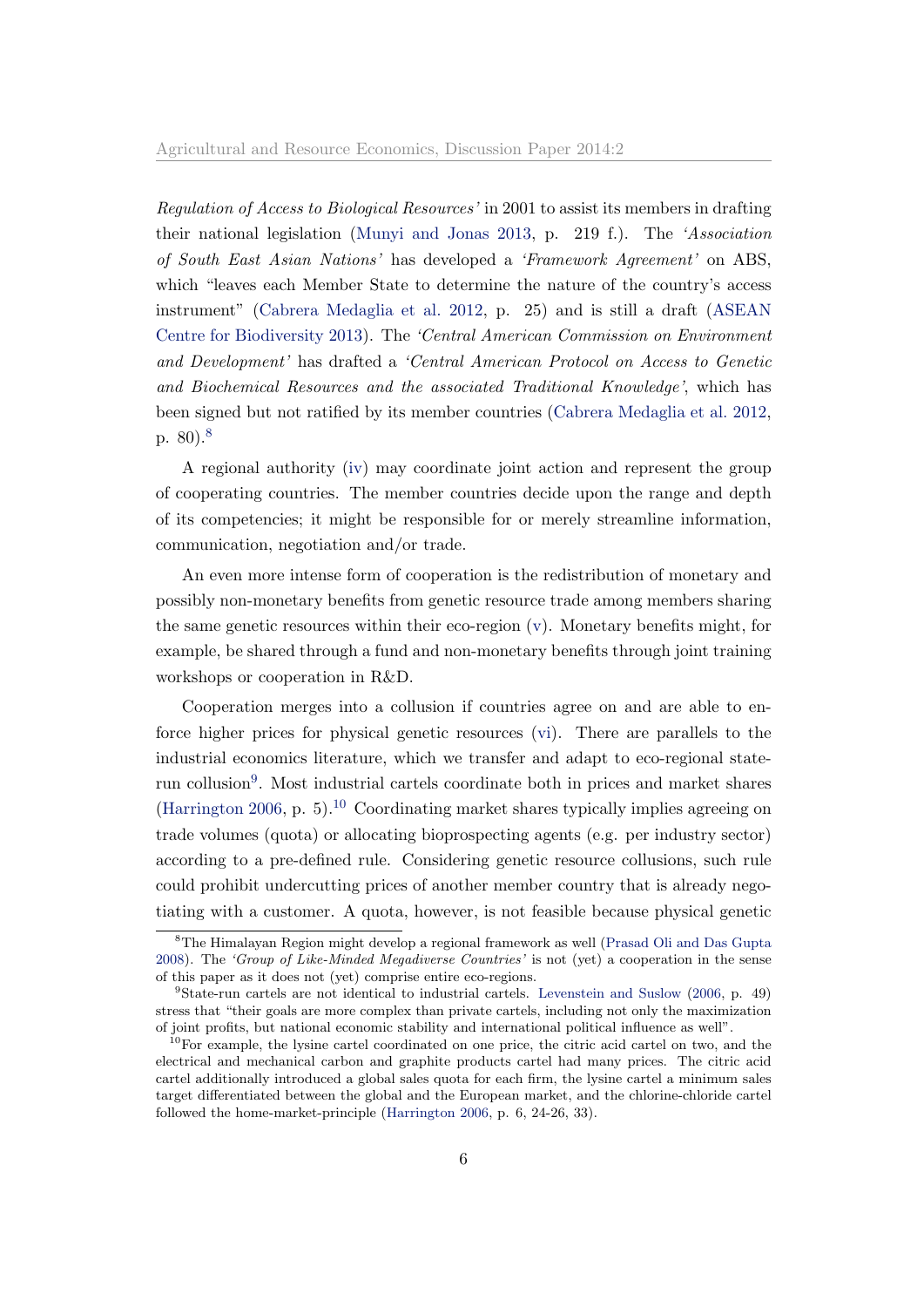*Regulation of Access to Biological Resources'* in 2001 to assist its members in drafting their national legislation (Munyi and Jonas 2013, p. 219 f.). The *'Association of South East Asian Nations'* has developed a *'Framework Agreement'* on ABS, which "leaves each Member State to determine the nature of the country's access instrument" (Cabrera Medaglia et al. 2012, p. 25) and is still a draft (ASEAN Centre for Biodiversity 2013). The *'Central American Commission on Environment and Development'* has drafted a *'Central American Protocol on Access to Genetic and Biochemical Resources and the associated Traditional Knowledge'*, which has been signed but not ratified by its member countries (Cabrera Medaglia et al. 2012, p. 80).[8]

A regional authority (iv) may coordinate joint action and represent the group of cooperating countries. The member countries decide upon the range and depth of its competencies; it might be responsible for or merely streamline information, communication, negotiation and/or trade.

An even more intense form of cooperation is the redistribution of monetary and possibly non-monetary benefits from genetic resource trade among members sharing the same genetic resources within their eco-region (v). Monetary benefits might, for example, be shared through a fund and non-monetary benefits through joint training workshops or cooperation in R&D.

Cooperation merges into a collusion if countries agree on and are able to enforce higher prices for physical genetic resources (vi). There are parallels to the industrial economics literature, which we transfer and adapt to eco-regional state-run collusion[9]. Most industrial cartels coordinate both in prices and market shares (Harrington 2006, p. 5).[10] Coordinating market shares typically implies agreeing on trade volumes (quota) or allocating bioprospecting agents (e.g. per industry sector) according to a pre-defined rule. Considering genetic resource collusions, such rule could prohibit undercutting prices of another member country that is already negotiating with a customer. A quota, however, is not feasible because physical genetic

[8] The Himalayan Region might develop a regional framework as well (Prasad Oli and Das Gupta 2008). The *'Group of Like-Minded Megadiverse Countries'* is not (yet) a cooperation in the sense of this paper as it does not (yet) comprise entire eco-regions.

[9] State-run cartels are not identical to industrial cartels. Levenstein and Suslow (2006, p. 49) stress that "their goals are more complex than private cartels, including not only the maximization of joint profits, but national economic stability and international political influence as well".

[10] For example, the lysine cartel coordinated on one price, the citric acid cartel on two, and the electrical and mechanical carbon and graphite products cartel had many prices. The citric acid cartel additionally introduced a global sales quota for each firm, the lysine cartel a minimum sales target differentiated between the global and the European market, and the chlorine-chloride cartel followed the home-market-principle (Harrington 2006, p. 6, 24-26, 33).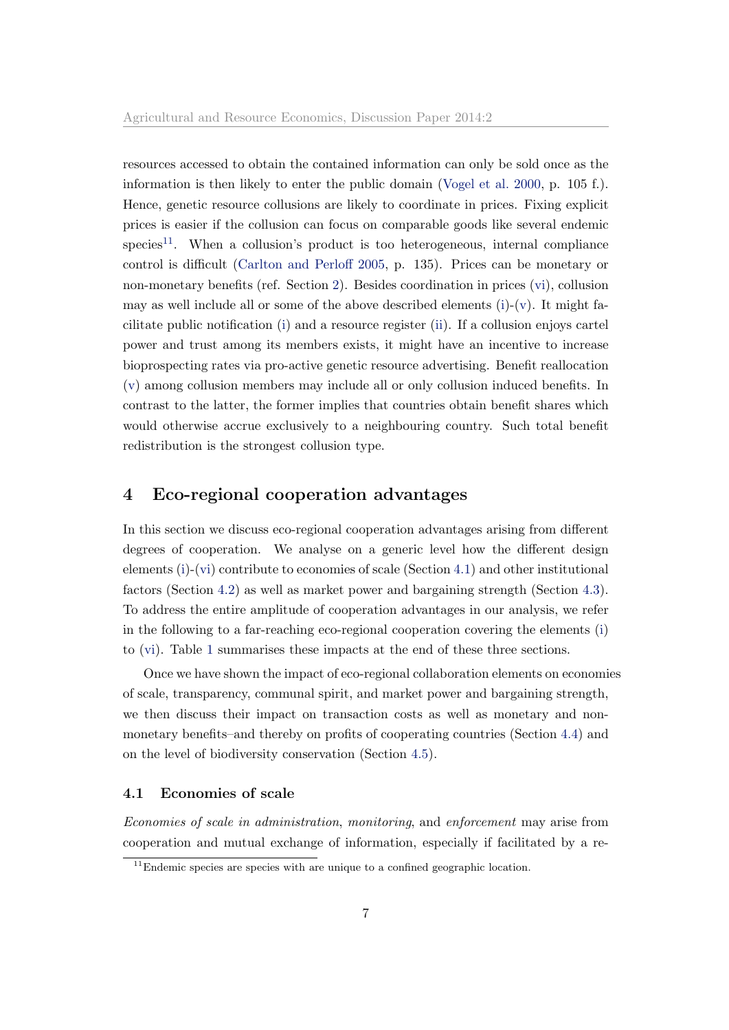resources accessed to obtain the contained information can only be sold once as the information is then likely to enter the public domain (Vogel et al. 2000, p. 105 f.). Hence, genetic resource collusions are likely to coordinate in prices. Fixing explicit prices is easier if the collusion can focus on comparable goods like several endemic species[11]. When a collusion's product is too heterogeneous, internal compliance control is difficult (Carlton and Perloff 2005, p. 135). Prices can be monetary or non-monetary benefits (ref. Section 2). Besides coordination in prices (vi), collusion may as well include all or some of the above described elements (i)-(v). It might facilitate public notification (i) and a resource register (ii). If a collusion enjoys cartel power and trust among its members exists, it might have an incentive to increase bioprospecting rates via pro-active genetic resource advertising. Benefit reallocation (v) among collusion members may include all or only collusion induced benefits. In contrast to the latter, the former implies that countries obtain benefit shares which would otherwise accrue exclusively to a neighbouring country. Such total benefit redistribution is the strongest collusion type.

# 4 Eco-regional cooperation advantages

In this section we discuss eco-regional cooperation advantages arising from different degrees of cooperation. We analyse on a generic level how the different design elements (i)-(vi) contribute to economies of scale (Section 4.1) and other institutional factors (Section 4.2) as well as market power and bargaining strength (Section 4.3). To address the entire amplitude of cooperation advantages in our analysis, we refer in the following to a far-reaching eco-regional cooperation covering the elements (i) to (vi). Table 1 summarises these impacts at the end of these three sections.

Once we have shown the impact of eco-regional collaboration elements on economies of scale, transparency, communal spirit, and market power and bargaining strength, we then discuss their impact on transaction costs as well as monetary and non-monetary benefits–and thereby on profits of cooperating countries (Section 4.4) and on the level of biodiversity conservation (Section 4.5).

## 4.1 Economies of scale

*Economies of scale in administration*, *monitoring*, and *enforcement* may arise from cooperation and mutual exchange of information, especially if facilitated by a re-

[11] Endemic species are species with are unique to a confined geographic location.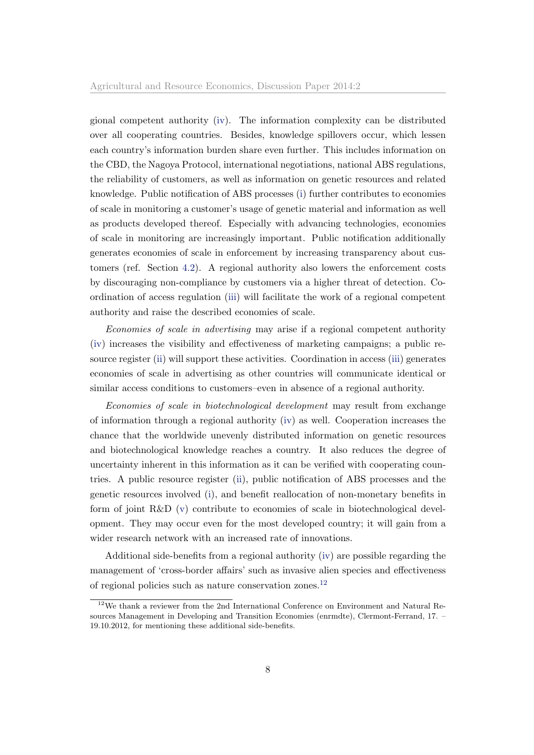gional competent authority (iv). The information complexity can be distributed over all cooperating countries. Besides, knowledge spillovers occur, which lessen each country's information burden share even further. This includes information on the CBD, the Nagoya Protocol, international negotiations, national ABS regulations, the reliability of customers, as well as information on genetic resources and related knowledge. Public notification of ABS processes (i) further contributes to economies of scale in monitoring a customer's usage of genetic material and information as well as products developed thereof. Especially with advancing technologies, economies of scale in monitoring are increasingly important. Public notification additionally generates economies of scale in enforcement by increasing transparency about customers (ref. Section 4.2). A regional authority also lowers the enforcement costs by discouraging non-compliance by customers via a higher threat of detection. Coordination of access regulation (iii) will facilitate the work of a regional competent authority and raise the described economies of scale.

*Economies of scale in advertising* may arise if a regional competent authority (iv) increases the visibility and effectiveness of marketing campaigns; a public resource register (ii) will support these activities. Coordination in access (iii) generates economies of scale in advertising as other countries will communicate identical or similar access conditions to customers–even in absence of a regional authority.

*Economies of scale in biotechnological development* may result from exchange of information through a regional authority (iv) as well. Cooperation increases the chance that the worldwide unevenly distributed information on genetic resources and biotechnological knowledge reaches a country. It also reduces the degree of uncertainty inherent in this information as it can be verified with cooperating countries. A public resource register (ii), public notification of ABS processes and the genetic resources involved (i), and benefit reallocation of non-monetary benefits in form of joint R&D (v) contribute to economies of scale in biotechnological development. They may occur even for the most developed country; it will gain from a wider research network with an increased rate of innovations.

Additional side-benefits from a regional authority (iv) are possible regarding the management of 'cross-border affairs' such as invasive alien species and effectiveness of regional policies such as nature conservation zones.[12]

[12] We thank a reviewer from the 2nd International Conference on Environment and Natural Resources Management in Developing and Transition Economies (enrmdte), Clermont-Ferrand, 17. – 19.10.2012, for mentioning these additional side-benefits.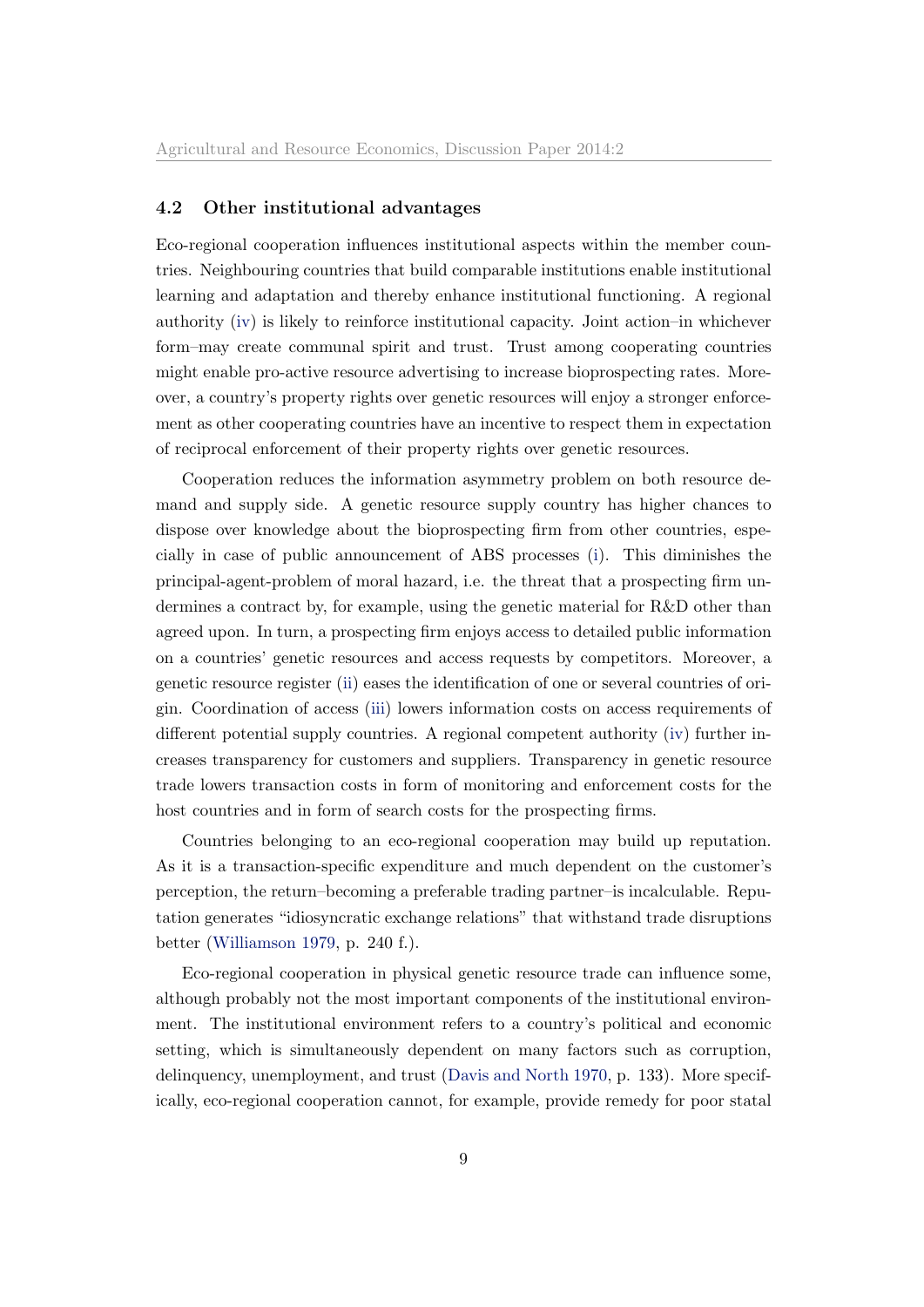### 4.2 Other institutional advantages

Eco-regional cooperation influences institutional aspects within the member countries. Neighbouring countries that build comparable institutions enable institutional learning and adaptation and thereby enhance institutional functioning. A regional authority (iv) is likely to reinforce institutional capacity. Joint action–in whichever form–may create communal spirit and trust. Trust among cooperating countries might enable pro-active resource advertising to increase bioprospecting rates. Moreover, a country's property rights over genetic resources will enjoy a stronger enforcement as other cooperating countries have an incentive to respect them in expectation of reciprocal enforcement of their property rights over genetic resources.

Cooperation reduces the information asymmetry problem on both resource demand and supply side. A genetic resource supply country has higher chances to dispose over knowledge about the bioprospecting firm from other countries, especially in case of public announcement of ABS processes (i). This diminishes the principal-agent-problem of moral hazard, i.e. the threat that a prospecting firm undermines a contract by, for example, using the genetic material for R&D other than agreed upon. In turn, a prospecting firm enjoys access to detailed public information on a countries' genetic resources and access requests by competitors. Moreover, a genetic resource register (ii) eases the identification of one or several countries of origin. Coordination of access (iii) lowers information costs on access requirements of different potential supply countries. A regional competent authority (iv) further increases transparency for customers and suppliers. Transparency in genetic resource trade lowers transaction costs in form of monitoring and enforcement costs for the host countries and in form of search costs for the prospecting firms.

Countries belonging to an eco-regional cooperation may build up reputation. As it is a transaction-specific expenditure and much dependent on the customer's perception, the return–becoming a preferable trading partner–is incalculable. Reputation generates "idiosyncratic exchange relations" that withstand trade disruptions better (Williamson 1979, p. 240 f.).

Eco-regional cooperation in physical genetic resource trade can influence some, although probably not the most important components of the institutional environment. The institutional environment refers to a country's political and economic setting, which is simultaneously dependent on many factors such as corruption, delinquency, unemployment, and trust (Davis and North 1970, p. 133). More specifically, eco-regional cooperation cannot, for example, provide remedy for poor statal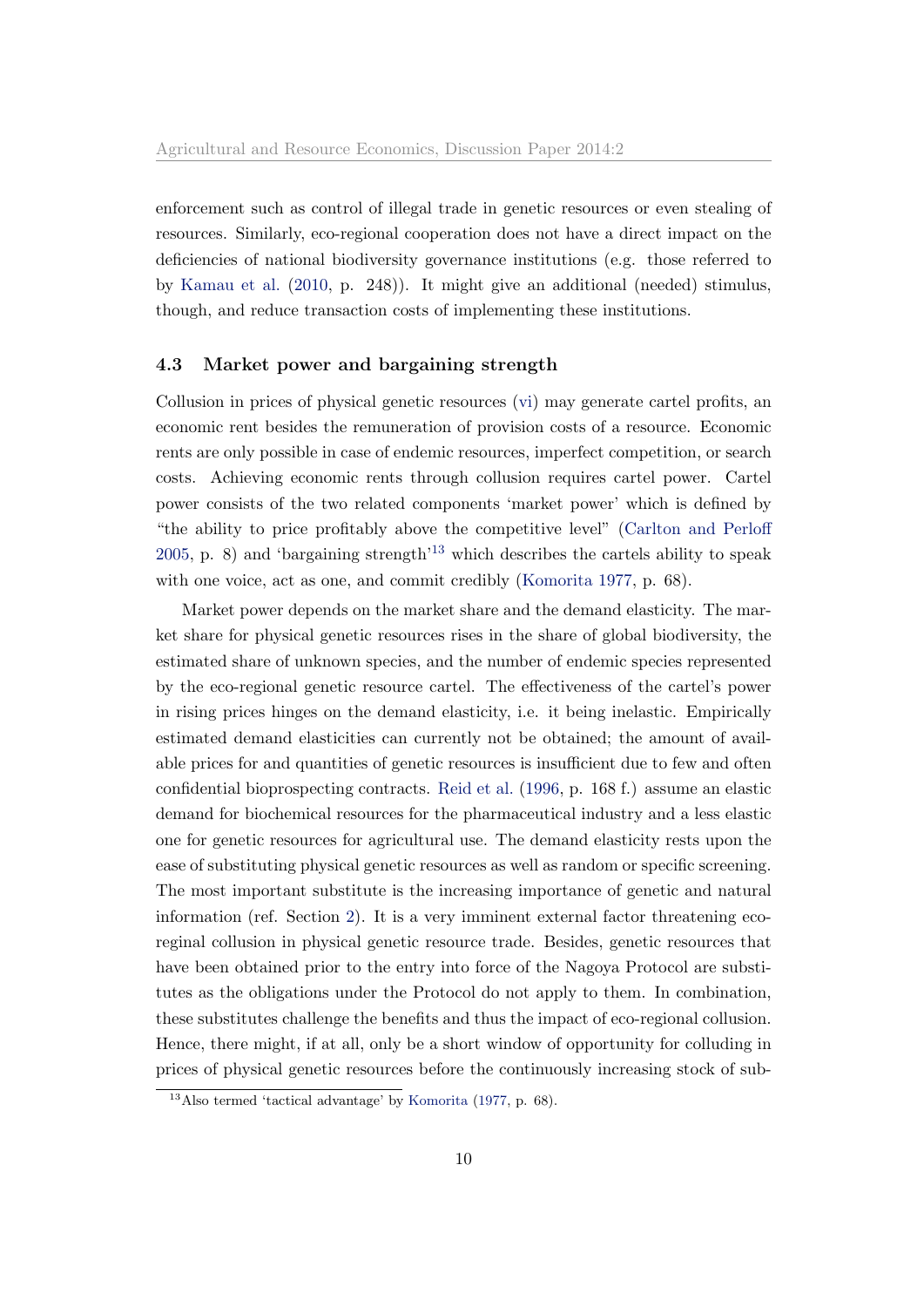enforcement such as control of illegal trade in genetic resources or even stealing of resources. Similarly, eco-regional cooperation does not have a direct impact on the deficiencies of national biodiversity governance institutions (e.g. those referred to by Kamau et al. (2010, p. 248)). It might give an additional (needed) stimulus, though, and reduce transaction costs of implementing these institutions.

### 4.3 Market power and bargaining strength

Collusion in prices of physical genetic resources (vi) may generate cartel profits, an economic rent besides the remuneration of provision costs of a resource. Economic rents are only possible in case of endemic resources, imperfect competition, or search costs. Achieving economic rents through collusion requires cartel power. Cartel power consists of the two related components 'market power' which is defined by "the ability to price profitably above the competitive level" (Carlton and Perloff 2005, p. 8) and 'bargaining strength'[13] which describes the cartels ability to speak with one voice, act as one, and commit credibly (Komorita 1977, p. 68).

Market power depends on the market share and the demand elasticity. The market share for physical genetic resources rises in the share of global biodiversity, the estimated share of unknown species, and the number of endemic species represented by the eco-regional genetic resource cartel. The effectiveness of the cartel's power in rising prices hinges on the demand elasticity, i.e. it being inelastic. Empirically estimated demand elasticities can currently not be obtained; the amount of available prices for and quantities of genetic resources is insufficient due to few and often confidential bioprospecting contracts. Reid et al. (1996, p. 168 f.) assume an elastic demand for biochemical resources for the pharmaceutical industry and a less elastic one for genetic resources for agricultural use. The demand elasticity rests upon the ease of substituting physical genetic resources as well as random or specific screening. The most important substitute is the increasing importance of genetic and natural information (ref. Section 2). It is a very imminent external factor threatening eco-reginal collusion in physical genetic resource trade. Besides, genetic resources that have been obtained prior to the entry into force of the Nagoya Protocol are substitutes as the obligations under the Protocol do not apply to them. In combination, these substitutes challenge the benefits and thus the impact of eco-regional collusion. Hence, there might, if at all, only be a short window of opportunity for colluding in prices of physical genetic resources before the continuously increasing stock of sub-

[13] Also termed 'tactical advantage' by Komorita (1977, p. 68).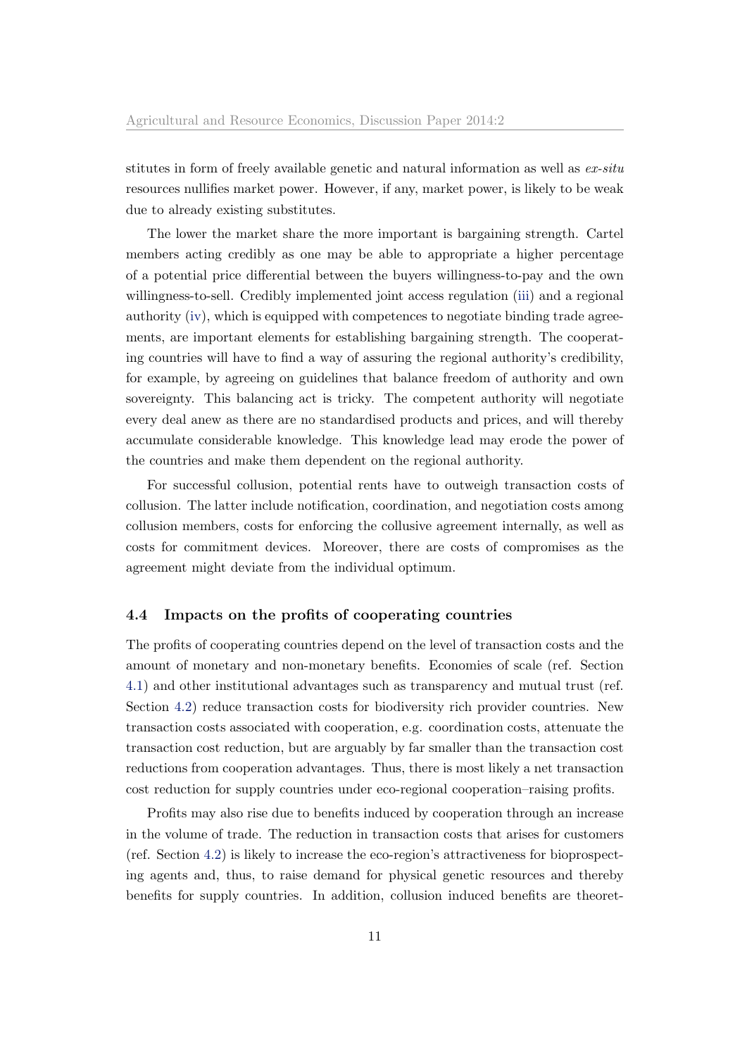stitutes in form of freely available genetic and natural information as well as *ex-situ* resources nullifies market power. However, if any, market power, is likely to be weak due to already existing substitutes.

The lower the market share the more important is bargaining strength. Cartel members acting credibly as one may be able to appropriate a higher percentage of a potential price differential between the buyers willingness-to-pay and the own willingness-to-sell. Credibly implemented joint access regulation (iii) and a regional authority (iv), which is equipped with competences to negotiate binding trade agreements, are important elements for establishing bargaining strength. The cooperating countries will have to find a way of assuring the regional authority's credibility, for example, by agreeing on guidelines that balance freedom of authority and own sovereignty. This balancing act is tricky. The competent authority will negotiate every deal anew as there are no standardised products and prices, and will thereby accumulate considerable knowledge. This knowledge lead may erode the power of the countries and make them dependent on the regional authority.

For successful collusion, potential rents have to outweigh transaction costs of collusion. The latter include notification, coordination, and negotiation costs among collusion members, costs for enforcing the collusive agreement internally, as well as costs for commitment devices. Moreover, there are costs of compromises as the agreement might deviate from the individual optimum.

### 4.4 Impacts on the profits of cooperating countries

The profits of cooperating countries depend on the level of transaction costs and the amount of monetary and non-monetary benefits. Economies of scale (ref. Section 4.1) and other institutional advantages such as transparency and mutual trust (ref. Section 4.2) reduce transaction costs for biodiversity rich provider countries. New transaction costs associated with cooperation, e.g. coordination costs, attenuate the transaction cost reduction, but are arguably by far smaller than the transaction cost reductions from cooperation advantages. Thus, there is most likely a net transaction cost reduction for supply countries under eco-regional cooperation–raising profits.

Profits may also rise due to benefits induced by cooperation through an increase in the volume of trade. The reduction in transaction costs that arises for customers (ref. Section 4.2) is likely to increase the eco-region's attractiveness for bioprospecting agents and, thus, to raise demand for physical genetic resources and thereby benefits for supply countries. In addition, collusion induced benefits are theoret-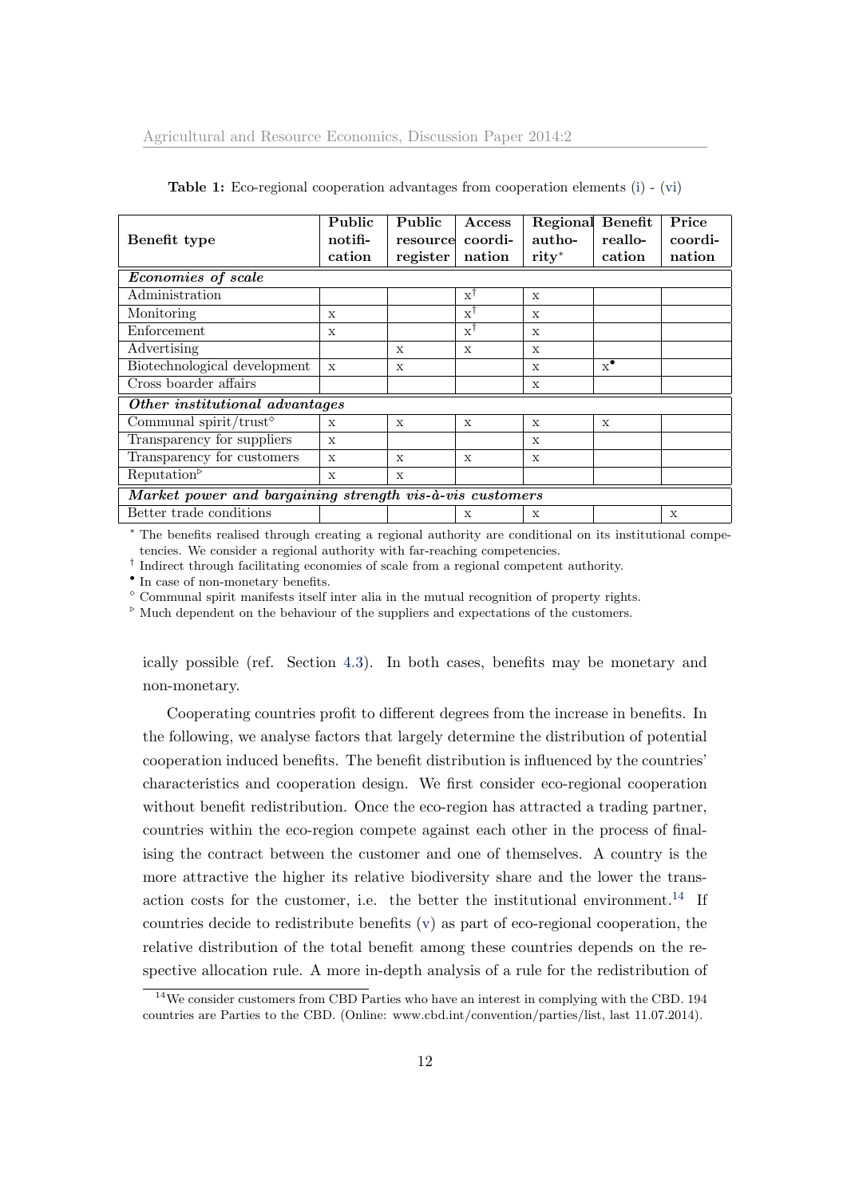**Table 1:** Eco-regional cooperation advantages from cooperation elements (i) - (vi)

| Benefit type | Public notification | Public resource register | Access coordination | Regional authority* | Benefit reallocation | Price coordination |
|---|---|---|---|---|---|---|
| ***Economies of scale*** | | | | | | |
| Administration | | | x[†] | x | | |
| Monitoring | x | | x[†] | x | | |
| Enforcement | x | | x[†] | x | | |
| Advertising | | x | x | x | | |
| Biotechnological development | x | x | | x | x[•] | |
| Cross boarder affairs | | | | x | | |
| ***Other institutional advantages*** | | | | | | |
| Communal spirit/trust[◇] | x | x | x | x | x | |
| Transparency for suppliers | x | | | x | | |
| Transparency for customers | x | x | x | x | | |
| Reputation[▷] | x | x | | | | |
| ***Market power and bargaining strength vis-à-vis customers*** | | | | | | |
| Better trade conditions | | | x | x | | x |

\* The benefits realised through creating a regional authority are conditional on its institutional competencies. We consider a regional authority with far-reaching competencies.

[†] Indirect through facilitating economies of scale from a regional competent authority.

[•] In case of non-monetary benefits.

[◇] Communal spirit manifests itself inter alia in the mutual recognition of property rights.

[▷] Much dependent on the behaviour of the suppliers and expectations of the customers.

ically possible (ref. Section 4.3). In both cases, benefits may be monetary and non-monetary.

Cooperating countries profit to different degrees from the increase in benefits. In the following, we analyse factors that largely determine the distribution of potential cooperation induced benefits. The benefit distribution is influenced by the countries' characteristics and cooperation design. We first consider eco-regional cooperation without benefit redistribution. Once the eco-region has attracted a trading partner, countries within the eco-region compete against each other in the process of finalising the contract between the customer and one of themselves. A country is the more attractive the higher its relative biodiversity share and the lower the transaction costs for the customer, i.e. the better the institutional environment.[14] If countries decide to redistribute benefits (v) as part of eco-regional cooperation, the relative distribution of the total benefit among these countries depends on the respective allocation rule. A more in-depth analysis of a rule for the redistribution of

[14] We consider customers from CBD Parties who have an interest in complying with the CBD. 194 countries are Parties to the CBD. (Online: www.cbd.int/convention/parties/list, last 11.07.2014).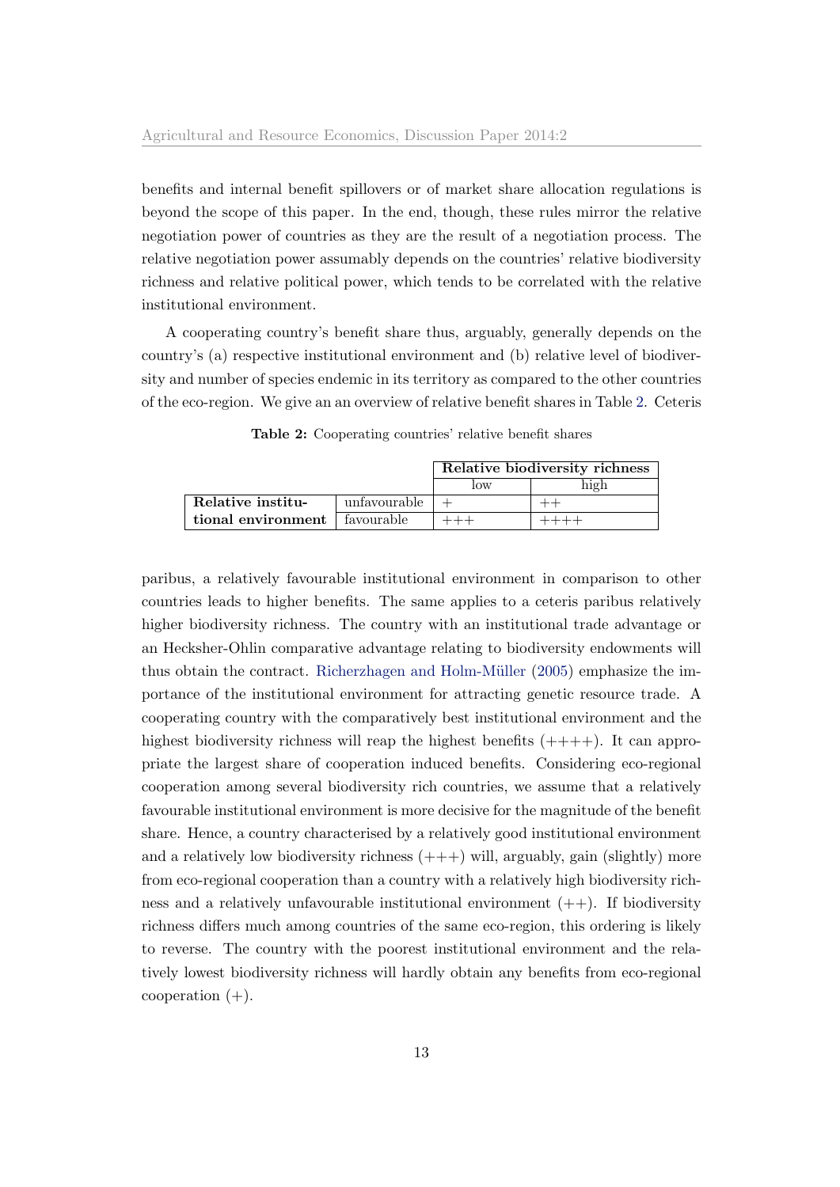benefits and internal benefit spillovers or of market share allocation regulations is beyond the scope of this paper. In the end, though, these rules mirror the relative negotiation power of countries as they are the result of a negotiation process. The relative negotiation power assumably depends on the countries' relative biodiversity richness and relative political power, which tends to be correlated with the relative institutional environment.

A cooperating country's benefit share thus, arguably, generally depends on the country's (a) respective institutional environment and (b) relative level of biodiversity and number of species endemic in its territory as compared to the other countries of the eco-region. We give an an overview of relative benefit shares in Table 2. Ceteris paribus, a relatively favourable institutional environment in comparison to other countries leads to higher benefits. The same applies to a ceteris paribus relatively higher biodiversity richness. The country with an institutional trade advantage or an Hecksher-Ohlin comparative advantage relating to biodiversity endowments will thus obtain the contract. Richerzhagen and Holm-Müller (2005) emphasize the importance of the institutional environment for attracting genetic resource trade. A cooperating country with the comparatively best institutional environment and the highest biodiversity richness will reap the highest benefits (++++). It can appropriate the largest share of cooperation induced benefits. Considering eco-regional cooperation among several biodiversity rich countries, we assume that a relatively favourable institutional environment is more decisive for the magnitude of the benefit share. Hence, a country characterised by a relatively good institutional environment and a relatively low biodiversity richness (+++) will, arguably, gain (slightly) more from eco-regional cooperation than a country with a relatively high biodiversity richness and a relatively unfavourable institutional environment (++). If biodiversity richness differs much among countries of the same eco-region, this ordering is likely to reverse. The country with the poorest institutional environment and the relatively lowest biodiversity richness will hardly obtain any benefits from eco-regional cooperation (+).

**Table 2:** Cooperating countries' relative benefit shares

| | | **Relative biodiversity richness** | |
|---|---|---|---|
| | | low | high |
| **Relative institutional environment** | unfavourable | + | ++ |
| | favourable | +++ | ++++ |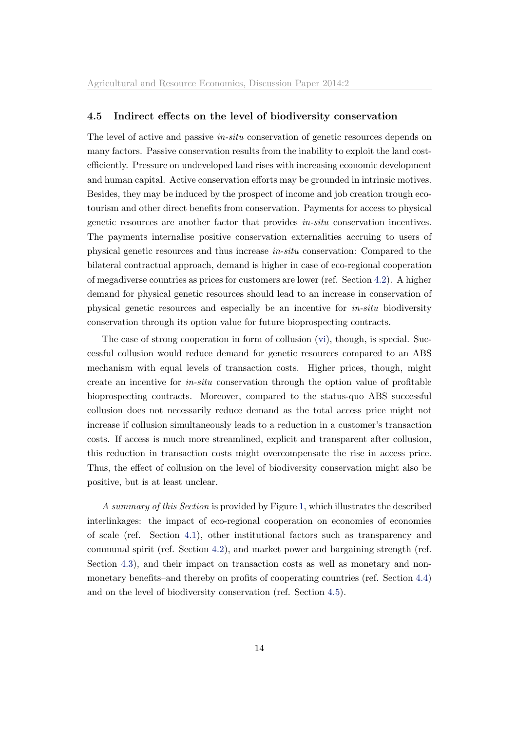### 4.5 Indirect effects on the level of biodiversity conservation

The level of active and passive *in-situ* conservation of genetic resources depends on many factors. Passive conservation results from the inability to exploit the land cost-efficiently. Pressure on undeveloped land rises with increasing economic development and human capital. Active conservation efforts may be grounded in intrinsic motives. Besides, they may be induced by the prospect of income and job creation trough eco-tourism and other direct benefits from conservation. Payments for access to physical genetic resources are another factor that provides *in-situ* conservation incentives. The payments internalise positive conservation externalities accruing to users of physical genetic resources and thus increase *in-situ* conservation: Compared to the bilateral contractual approach, demand is higher in case of eco-regional cooperation of megadiverse countries as prices for customers are lower (ref. Section 4.2). A higher demand for physical genetic resources should lead to an increase in conservation of physical genetic resources and especially be an incentive for *in-situ* biodiversity conservation through its option value for future bioprospecting contracts.

The case of strong cooperation in form of collusion (vi), though, is special. Successful collusion would reduce demand for genetic resources compared to an ABS mechanism with equal levels of transaction costs. Higher prices, though, might create an incentive for *in-situ* conservation through the option value of profitable bioprospecting contracts. Moreover, compared to the status-quo ABS successful collusion does not necessarily reduce demand as the total access price might not increase if collusion simultaneously leads to a reduction in a customer's transaction costs. If access is much more streamlined, explicit and transparent after collusion, this reduction in transaction costs might overcompensate the rise in access price. Thus, the effect of collusion on the level of biodiversity conservation might also be positive, but is at least unclear.

*A summary of this Section* is provided by Figure 1, which illustrates the described interlinkages: the impact of eco-regional cooperation on economies of economies of scale (ref. Section 4.1), other institutional factors such as transparency and communal spirit (ref. Section 4.2), and market power and bargaining strength (ref. Section 4.3), and their impact on transaction costs as well as monetary and non-monetary benefits–and thereby on profits of cooperating countries (ref. Section 4.4) and on the level of biodiversity conservation (ref. Section 4.5).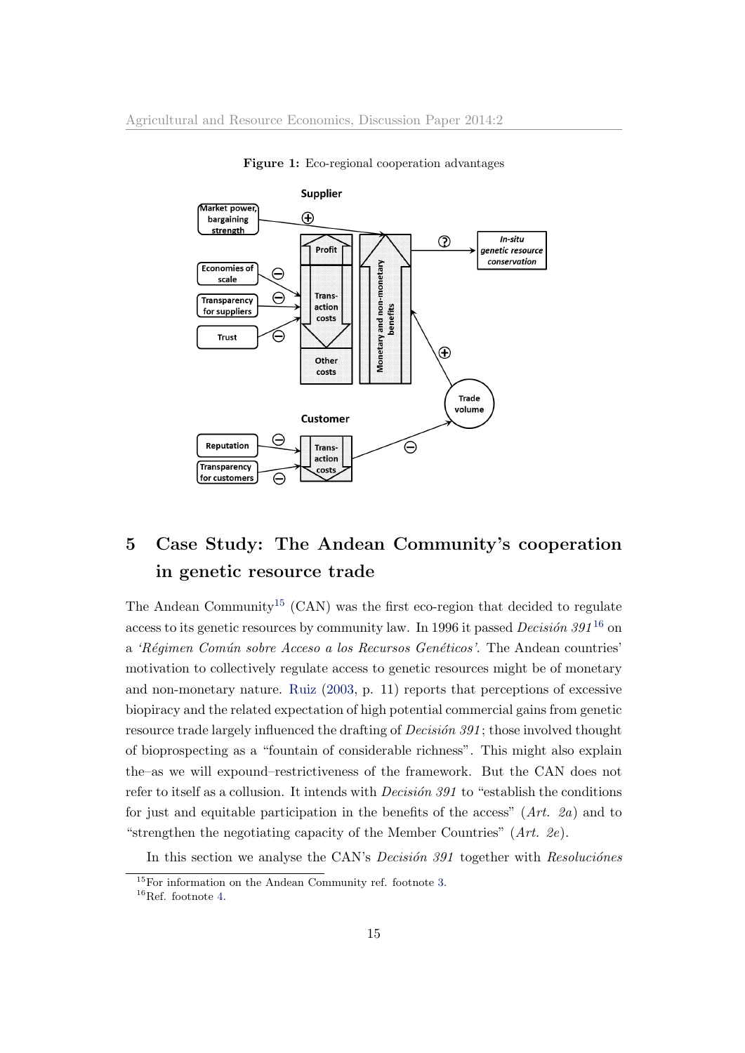**Figure 1:** Eco-regional cooperation advantages

## 5 Case Study: The Andean Community's cooperation in genetic resource trade

The Andean Community[15] (CAN) was the first eco-region that decided to regulate access to its genetic resources by community law. In 1996 it passed *Decisión 391*[16] on a *'Régimen Común sobre Acceso a los Recursos Genéticos'*. The Andean countries' motivation to collectively regulate access to genetic resources might be of monetary and non-monetary nature. Ruiz (2003, p. 11) reports that perceptions of excessive biopiracy and the related expectation of high potential commercial gains from genetic resource trade largely influenced the drafting of *Decisión 391*; those involved thought of bioprospecting as a "fountain of considerable richness". This might also explain the–as we will expound–restrictiveness of the framework. But the CAN does not refer to itself as a collusion. It intends with *Decisión 391* to "establish the conditions for just and equitable participation in the benefits of the access" (*Art. 2a*) and to "strengthen the negotiating capacity of the Member Countries" (*Art. 2e*).

In this section we analyse the CAN's *Decisión 391* together with *Resoluciónes*

[15] For information on the Andean Community ref. footnote 3.

[16] Ref. footnote 4.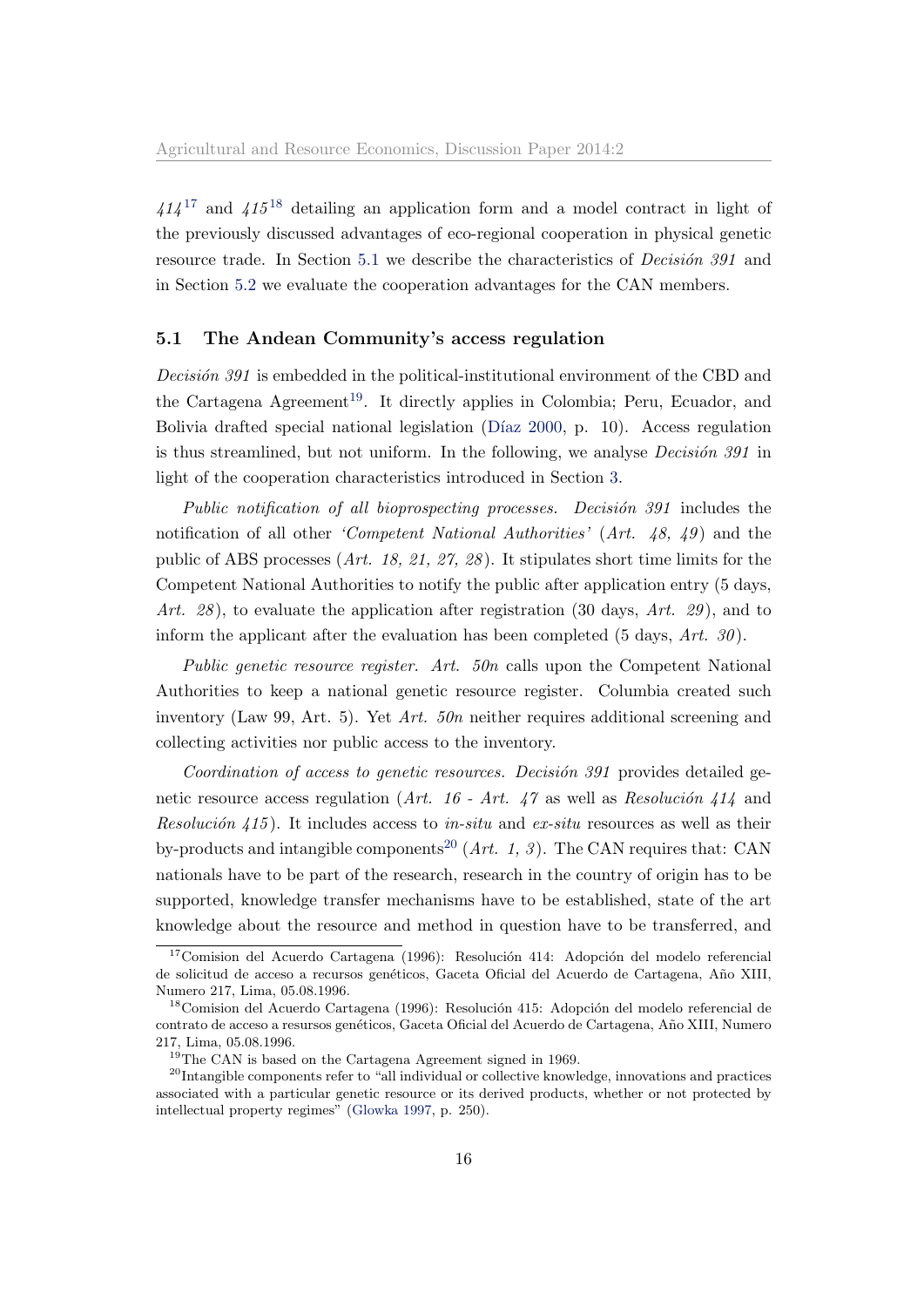*414*[17] and *415*[18] detailing an application form and a model contract in light of the previously discussed advantages of eco-regional cooperation in physical genetic resource trade. In Section 5.1 we describe the characteristics of *Decisión 391* and in Section 5.2 we evaluate the cooperation advantages for the CAN members.

### 5.1 The Andean Community's access regulation

*Decisión 391* is embedded in the political-institutional environment of the CBD and the Cartagena Agreement[19]. It directly applies in Colombia; Peru, Ecuador, and Bolivia drafted special national legislation (Díaz 2000, p. 10). Access regulation is thus streamlined, but not uniform. In the following, we analyse *Decisión 391* in light of the cooperation characteristics introduced in Section 3.

*Public notification of all bioprospecting processes. Decisión 391* includes the notification of all other *'Competent National Authorities'* (*Art. 48, 49*) and the public of ABS processes (*Art. 18, 21, 27, 28*). It stipulates short time limits for the Competent National Authorities to notify the public after application entry (5 days, *Art. 28*), to evaluate the application after registration (30 days, *Art. 29*), and to inform the applicant after the evaluation has been completed (5 days, *Art. 30*).

*Public genetic resource register. Art. 50n* calls upon the Competent National Authorities to keep a national genetic resource register. Columbia created such inventory (Law 99, Art. 5). Yet *Art. 50n* neither requires additional screening and collecting activities nor public access to the inventory.

*Coordination of access to genetic resources. Decisión 391* provides detailed genetic resource access regulation (*Art. 16 - Art. 47* as well as *Resolución 414* and *Resolución 415*). It includes access to *in-situ* and *ex-situ* resources as well as their by-products and intangible components[20] (*Art. 1, 3*). The CAN requires that: CAN nationals have to be part of the research, research in the country of origin has to be supported, knowledge transfer mechanisms have to be established, state of the art knowledge about the resource and method in question have to be transferred, and

---

[17] Comision del Acuerdo Cartagena (1996): Resolución 414: Adopción del modelo referencial de solicitud de acceso a recursos genéticos, Gaceta Oficial del Acuerdo de Cartagena, Año XIII, Numero 217, Lima, 05.08.1996.

[18] Comision del Acuerdo Cartagena (1996): Resolución 415: Adopción del modelo referencial de contrato de acceso a resursos genéticos, Gaceta Oficial del Acuerdo de Cartagena, Año XIII, Numero 217, Lima, 05.08.1996.

[19] The CAN is based on the Cartagena Agreement signed in 1969.

[20] Intangible components refer to "all individual or collective knowledge, innovations and practices associated with a particular genetic resource or its derived products, whether or not protected by intellectual property regimes" (Glowka 1997, p. 250).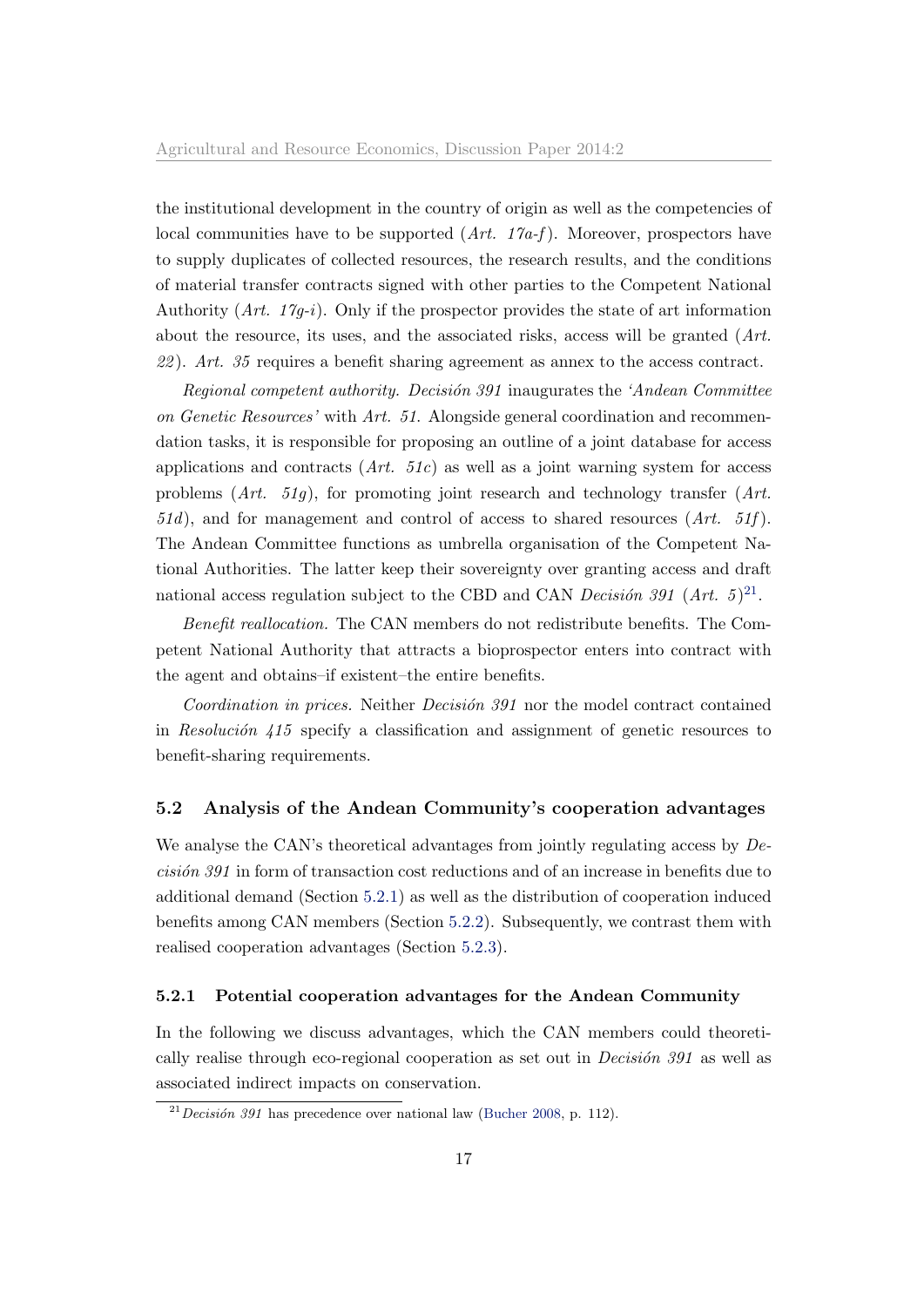the institutional development in the country of origin as well as the competencies of local communities have to be supported (*Art. 17a-f*). Moreover, prospectors have to supply duplicates of collected resources, the research results, and the conditions of material transfer contracts signed with other parties to the Competent National Authority (*Art. 17g-i*). Only if the prospector provides the state of art information about the resource, its uses, and the associated risks, access will be granted (*Art. 22*). *Art. 35* requires a benefit sharing agreement as annex to the access contract.

*Regional competent authority.* *Decisión 391* inaugurates the *'Andean Committee on Genetic Resources'* with *Art. 51.* Alongside general coordination and recommendation tasks, it is responsible for proposing an outline of a joint database for access applications and contracts (*Art. 51c*) as well as a joint warning system for access problems (*Art. 51g*), for promoting joint research and technology transfer (*Art. 51d*), and for management and control of access to shared resources (*Art. 51f*). The Andean Committee functions as umbrella organisation of the Competent National Authorities. The latter keep their sovereignty over granting access and draft national access regulation subject to the CBD and CAN *Decisión 391* (*Art. 5*)[21].

*Benefit reallocation.* The CAN members do not redistribute benefits. The Competent National Authority that attracts a bioprospector enters into contract with the agent and obtains–if existent–the entire benefits.

*Coordination in prices.* Neither *Decisión 391* nor the model contract contained in *Resolución 415* specify a classification and assignment of genetic resources to benefit-sharing requirements.

## 5.2 Analysis of the Andean Community's cooperation advantages

We analyse the CAN's theoretical advantages from jointly regulating access by *Decisión 391* in form of transaction cost reductions and of an increase in benefits due to additional demand (Section 5.2.1) as well as the distribution of cooperation induced benefits among CAN members (Section 5.2.2). Subsequently, we contrast them with realised cooperation advantages (Section 5.2.3).

### 5.2.1 Potential cooperation advantages for the Andean Community

In the following we discuss advantages, which the CAN members could theoretically realise through eco-regional cooperation as set out in *Decisión 391* as well as associated indirect impacts on conservation.

[21] *Decisión 391* has precedence over national law (Bucher 2008, p. 112).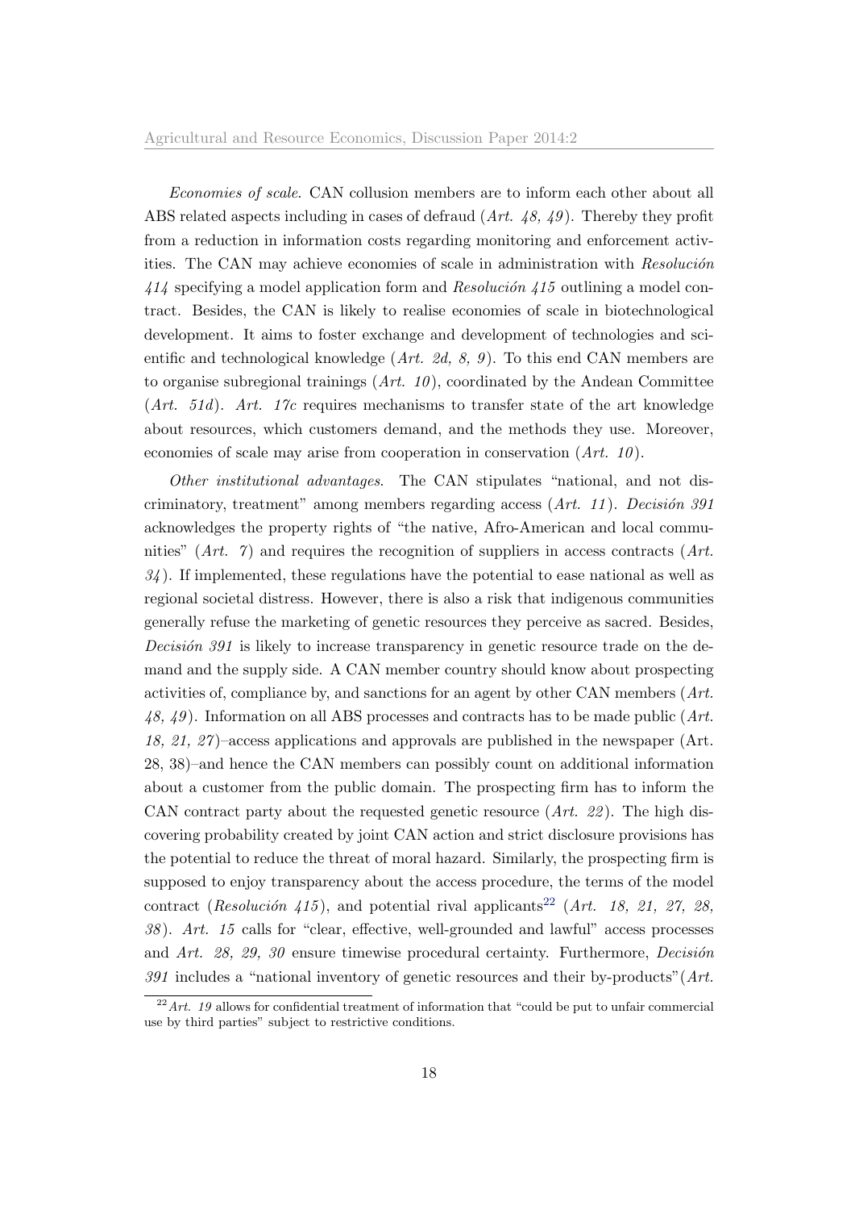*Economies of scale.* CAN collusion members are to inform each other about all ABS related aspects including in cases of defraud (*Art. 48, 49*). Thereby they profit from a reduction in information costs regarding monitoring and enforcement activities. The CAN may achieve economies of scale in administration with *Resolución 414* specifying a model application form and *Resolución 415* outlining a model contract. Besides, the CAN is likely to realise economies of scale in biotechnological development. It aims to foster exchange and development of technologies and scientific and technological knowledge (*Art. 2d, 8, 9*). To this end CAN members are to organise subregional trainings (*Art. 10*), coordinated by the Andean Committee (*Art. 51d*). *Art. 17c* requires mechanisms to transfer state of the art knowledge about resources, which customers demand, and the methods they use. Moreover, economies of scale may arise from cooperation in conservation (*Art. 10*).

*Other institutional advantages.* The CAN stipulates "national, and not discriminatory, treatment" among members regarding access (*Art. 11*). *Decisión 391* acknowledges the property rights of "the native, Afro-American and local communities" (*Art. 7*) and requires the recognition of suppliers in access contracts (*Art. 34*). If implemented, these regulations have the potential to ease national as well as regional societal distress. However, there is also a risk that indigenous communities generally refuse the marketing of genetic resources they perceive as sacred. Besides, *Decisión 391* is likely to increase transparency in genetic resource trade on the demand and the supply side. A CAN member country should know about prospecting activities of, compliance by, and sanctions for an agent by other CAN members (*Art. 48, 49*). Information on all ABS processes and contracts has to be made public (*Art. 18, 21, 27*)–access applications and approvals are published in the newspaper (Art. 28, 38)–and hence the CAN members can possibly count on additional information about a customer from the public domain. The prospecting firm has to inform the CAN contract party about the requested genetic resource (*Art. 22*). The high discovering probability created by joint CAN action and strict disclosure provisions has the potential to reduce the threat of moral hazard. Similarly, the prospecting firm is supposed to enjoy transparency about the access procedure, the terms of the model contract (*Resolución 415*), and potential rival applicants[22] (*Art. 18, 21, 27, 28, 38*). *Art. 15* calls for "clear, effective, well-grounded and lawful" access processes and *Art. 28, 29, 30* ensure timewise procedural certainty. Furthermore, *Decisión 391* includes a "national inventory of genetic resources and their by-products"(*Art.*

[22] *Art. 19* allows for confidential treatment of information that "could be put to unfair commercial use by third parties" subject to restrictive conditions.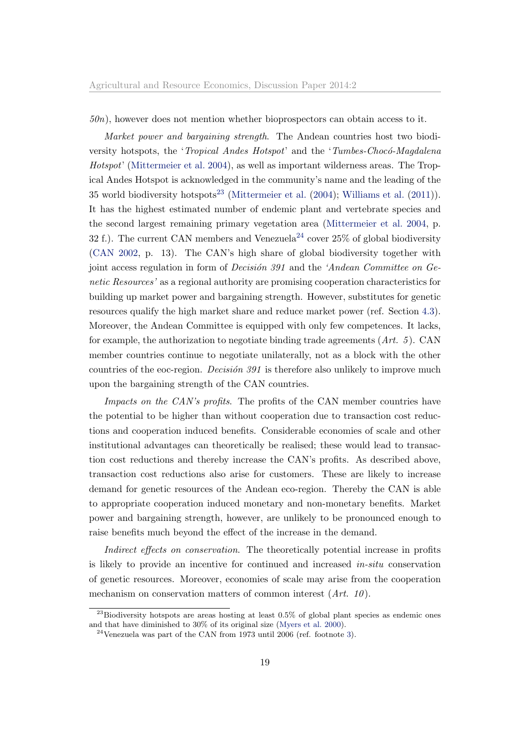*50n*), however does not mention whether bioprospectors can obtain access to it.

*Market power and bargaining strength*. The Andean countries host two biodiversity hotspots, the '*Tropical Andes Hotspot*' and the '*Tumbes-Chocó-Magdalena Hotspot*' (Mittermeier et al. 2004), as well as important wilderness areas. The Tropical Andes Hotspot is acknowledged in the community's name and the leading of the 35 world biodiversity hotspots[23] (Mittermeier et al. (2004); Williams et al. (2011)). It has the highest estimated number of endemic plant and vertebrate species and the second largest remaining primary vegetation area (Mittermeier et al. 2004, p. 32 f.). The current CAN members and Venezuela[24] cover 25% of global biodiversity (CAN 2002, p. 13). The CAN's high share of global biodiversity together with joint access regulation in form of *Decisión 391* and the *'Andean Committee on Genetic Resources'* as a regional authority are promising cooperation characteristics for building up market power and bargaining strength. However, substitutes for genetic resources qualify the high market share and reduce market power (ref. Section 4.3). Moreover, the Andean Committee is equipped with only few competences. It lacks, for example, the authorization to negotiate binding trade agreements (*Art. 5*). CAN member countries continue to negotiate unilaterally, not as a block with the other countries of the eoc-region. *Decisión 391* is therefore also unlikely to improve much upon the bargaining strength of the CAN countries.

*Impacts on the CAN's profits*. The profits of the CAN member countries have the potential to be higher than without cooperation due to transaction cost reductions and cooperation induced benefits. Considerable economies of scale and other institutional advantages can theoretically be realised; these would lead to transaction cost reductions and thereby increase the CAN's profits. As described above, transaction cost reductions also arise for customers. These are likely to increase demand for genetic resources of the Andean eco-region. Thereby the CAN is able to appropriate cooperation induced monetary and non-monetary benefits. Market power and bargaining strength, however, are unlikely to be pronounced enough to raise benefits much beyond the effect of the increase in the demand.

*Indirect effects on conservation*. The theoretically potential increase in profits is likely to provide an incentive for continued and increased *in-situ* conservation of genetic resources. Moreover, economies of scale may arise from the cooperation mechanism on conservation matters of common interest (*Art. 10*).

[23] Biodiversity hotspots are areas hosting at least 0.5% of global plant species as endemic ones and that have diminished to 30% of its original size (Myers et al. 2000).

[24] Venezuela was part of the CAN from 1973 until 2006 (ref. footnote 3).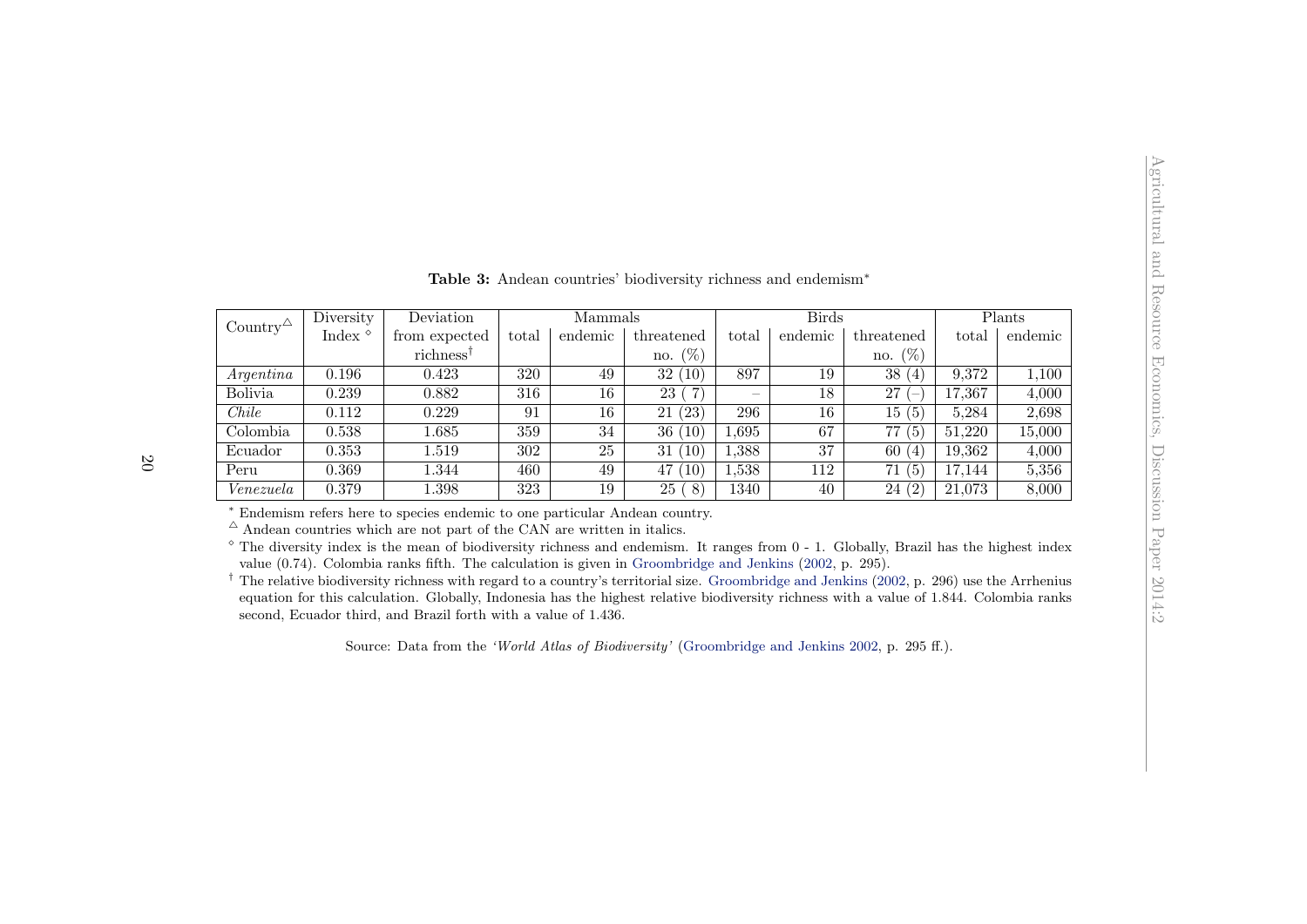**Table 3:** Andean countries' biodiversity richness and endemism*

| Country[△] | Diversity Index [◇] | Deviation from expected richness[†] | Mammals | | | Birds | | | Plants | |
|---|---|---|---|---|---|---|---|---|---|---|
| | | | total | endemic | threatened no. (%) | total | endemic | threatened no. (%) | total | endemic |
| *Argentina* | 0.196 | 0.423 | 320 | 49 | 32 (10) | 897 | 19 | 38 (4) | 9,372 | 1,100 |
| Bolivia | 0.239 | 0.882 | 316 | 16 | 23 ( 7) | – | 18 | 27 (–) | 17,367 | 4,000 |
| *Chile* | 0.112 | 0.229 | 91 | 16 | 21 (23) | 296 | 16 | 15 (5) | 5,284 | 2,698 |
| Colombia | 0.538 | 1.685 | 359 | 34 | 36 (10) | 1,695 | 67 | 77 (5) | 51,220 | 15,000 |
| Ecuador | 0.353 | 1.519 | 302 | 25 | 31 (10) | 1,388 | 37 | 60 (4) | 19,362 | 4,000 |
| Peru | 0.369 | 1.344 | 460 | 49 | 47 (10) | 1,538 | 112 | 71 (5) | 17,144 | 5,356 |
| *Venezuela* | 0.379 | 1.398 | 323 | 19 | 25 ( 8) | 1340 | 40 | 24 (2) | 21,073 | 8,000 |

\* Endemism refers here to species endemic to one particular Andean country.

[△] Andean countries which are not part of the CAN are written in italics.

[◇] The diversity index is the mean of biodiversity richness and endemism. It ranges from 0 - 1. Globally, Brazil has the highest index value (0.74). Colombia ranks fifth. The calculation is given in Groombridge and Jenkins (2002, p. 295).

[†] The relative biodiversity richness with regard to a country's territorial size. Groombridge and Jenkins (2002, p. 296) use the Arrhenius equation for this calculation. Globally, Indonesia has the highest relative biodiversity richness with a value of 1.844. Colombia ranks second, Ecuador third, and Brazil forth with a value of 1.436.

Source: Data from the *'World Atlas of Biodiversity'* (Groombridge and Jenkins 2002, p. 295 ff.).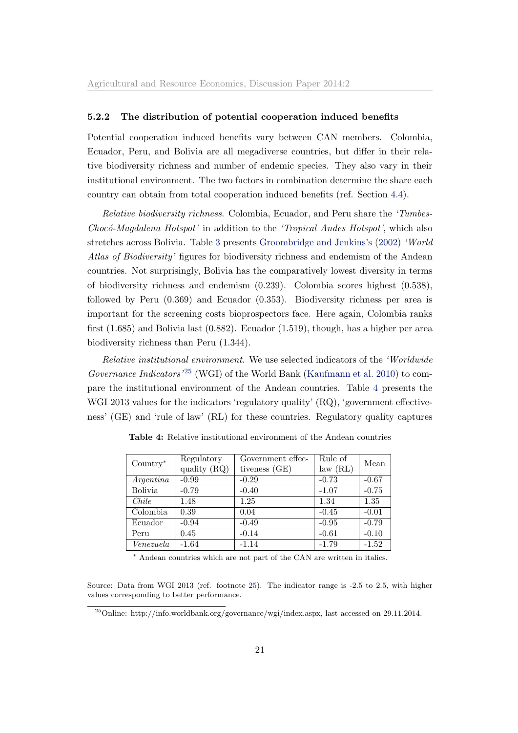### 5.2.2 The distribution of potential cooperation induced benefits

Potential cooperation induced benefits vary between CAN members. Colombia, Ecuador, Peru, and Bolivia are all megadiverse countries, but differ in their relative biodiversity richness and number of endemic species. They also vary in their institutional environment. The two factors in combination determine the share each country can obtain from total cooperation induced benefits (ref. Section 4.4).

*Relative biodiversity richness.* Colombia, Ecuador, and Peru share the *'Tumbes-Chocó-Magdalena Hotspot'* in addition to the *'Tropical Andes Hotspot'*, which also stretches across Bolivia. Table 3 presents Groombridge and Jenkins's (2002) *'World Atlas of Biodiversity'* figures for biodiversity richness and endemism of the Andean countries. Not surprisingly, Bolivia has the comparatively lowest diversity in terms of biodiversity richness and endemism (0.239). Colombia scores highest (0.538), followed by Peru (0.369) and Ecuador (0.353). Biodiversity richness per area is important for the screening costs bioprospectors face. Here again, Colombia ranks first (1.685) and Bolivia last (0.882). Ecuador (1.519), though, has a higher per area biodiversity richness than Peru (1.344).

*Relative institutional environment.* We use selected indicators of the *'Worldwide Governance Indicators'*[25] (WGI) of the World Bank (Kaufmann et al. 2010) to compare the institutional environment of the Andean countries. Table 4 presents the WGI 2013 values for the indicators 'regulatory quality' (RQ), 'government effectiveness' (GE) and 'rule of law' (RL) for these countries. Regulatory quality captures

**Table 4:** Relative institutional environment of the Andean countries

| Country* | Regulatory quality (RQ) | Government effectiveness (GE) | Rule of law (RL) | Mean |
|---|---|---|---|---|
| *Argentina* | -0.99 | -0.29 | -0.73 | -0.67 |
| Bolivia | -0.79 | -0.40 | -1.07 | -0.75 |
| *Chile* | 1.48 | 1.25 | 1.34 | 1.35 |
| Colombia | 0.39 | 0.04 | -0.45 | -0.01 |
| Ecuador | -0.94 | -0.49 | -0.95 | -0.79 |
| Peru | 0.45 | -0.14 | -0.61 | -0.10 |
| *Venezuela* | -1.64 | -1.14 | -1.79 | -1.52 |

\* Andean countries which are not part of the CAN are written in italics.

Source: Data from WGI 2013 (ref. footnote 25). The indicator range is -2.5 to 2.5, with higher values corresponding to better performance.

[25] Online: http://info.worldbank.org/governance/wgi/index.aspx, last accessed on 29.11.2014.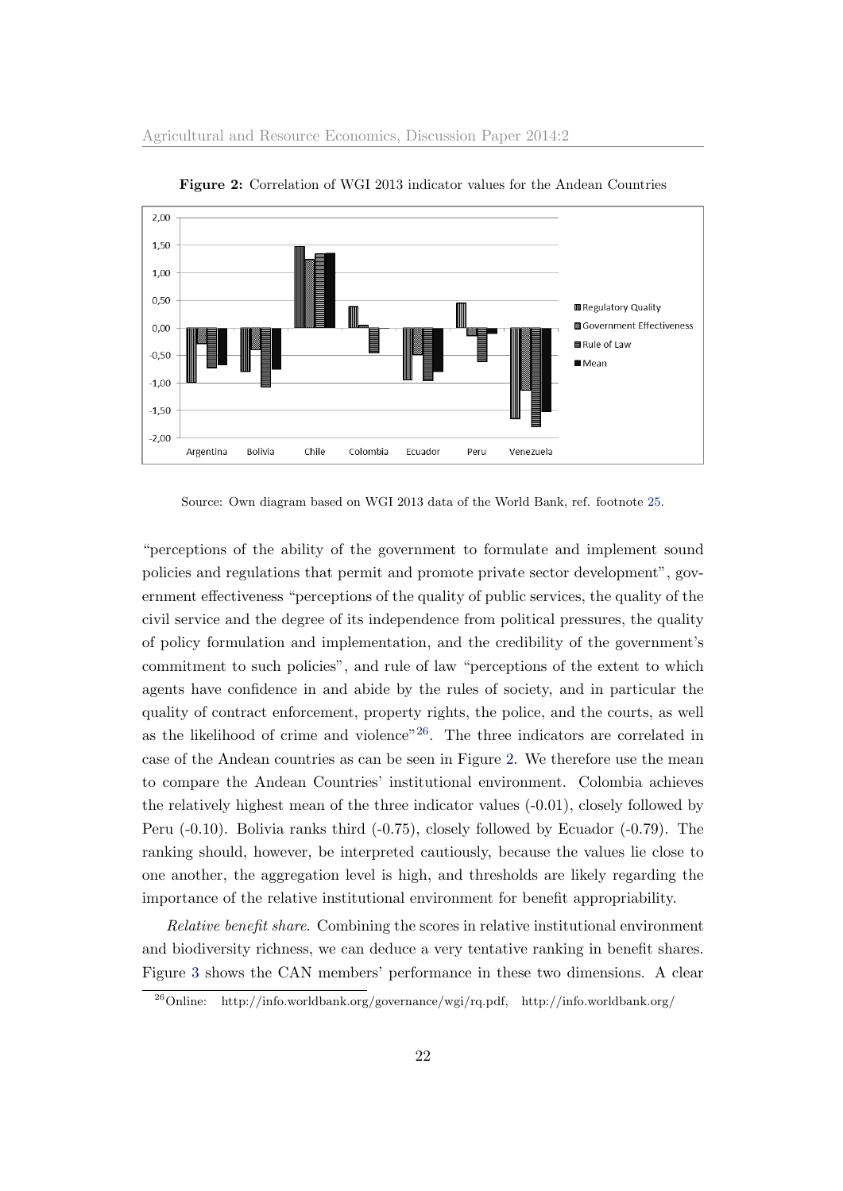**Figure 2:** Correlation of WGI 2013 indicator values for the Andean Countries

Source: Own diagram based on WGI 2013 data of the World Bank, ref. footnote 25.

"perceptions of the ability of the government to formulate and implement sound policies and regulations that permit and promote private sector development", government effectiveness "perceptions of the quality of public services, the quality of the civil service and the degree of its independence from political pressures, the quality of policy formulation and implementation, and the credibility of the government's commitment to such policies", and rule of law "perceptions of the extent to which agents have confidence in and abide by the rules of society, and in particular the quality of contract enforcement, property rights, the police, and the courts, as well as the likelihood of crime and violence"[26]. The three indicators are correlated in case of the Andean countries as can be seen in Figure 2. We therefore use the mean to compare the Andean Countries' institutional environment. Colombia achieves the relatively highest mean of the three indicator values (-0.01), closely followed by Peru (-0.10). Bolivia ranks third (-0.75), closely followed by Ecuador (-0.79). The ranking should, however, be interpreted cautiously, because the values lie close to one another, the aggregation level is high, and thresholds are likely regarding the importance of the relative institutional environment for benefit appropriability.

*Relative benefit share.* Combining the scores in relative institutional environment and biodiversity richness, we can deduce a very tentative ranking in benefit shares. Figure 3 shows the CAN members' performance in these two dimensions. A clear

[26] Online: http://info.worldbank.org/governance/wgi/rq.pdf, http://info.worldbank.org/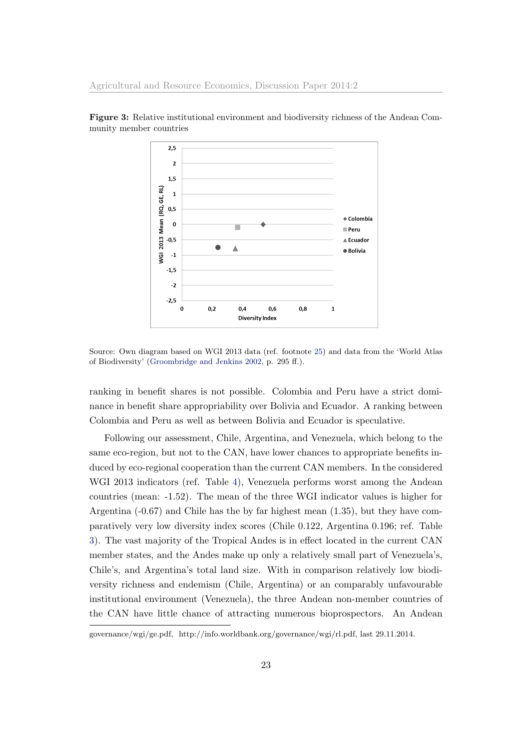**Figure 3:** Relative institutional environment and biodiversity richness of the Andean Community member countries

Source: Own diagram based on WGI 2013 data (ref. footnote 25) and data from the 'World Atlas of Biodiversity' (Groombridge and Jenkins 2002, p. 295 ff.).

ranking in benefit shares is not possible. Colombia and Peru have a strict dominance in benefit share appropriability over Bolivia and Ecuador. A ranking between Colombia and Peru as well as between Bolivia and Ecuador is speculative.

Following our assessment, Chile, Argentina, and Venezuela, which belong to the same eco-region, but not to the CAN, have lower chances to appropriate benefits induced by eco-regional cooperation than the current CAN members. In the considered WGI 2013 indicators (ref. Table 4), Venezuela performs worst among the Andean countries (mean: -1.52). The mean of the three WGI indicator values is higher for Argentina (-0.67) and Chile has the by far highest mean (1.35), but they have comparatively very low diversity index scores (Chile 0.122, Argentina 0.196; ref. Table 3). The vast majority of the Tropical Andes is in effect located in the current CAN member states, and the Andes make up only a relatively small part of Venezuela's, Chile's, and Argentina's total land size. With in comparison relatively low biodiversity richness and endemism (Chile, Argentina) or an comparably unfavourable institutional environment (Venezuela), the three Andean non-member countries of the CAN have little chance of attracting numerous bioprospectors. An Andean

governance/wgi/ge.pdf, http://info.worldbank.org/governance/wgi/rl.pdf, last 29.11.2014.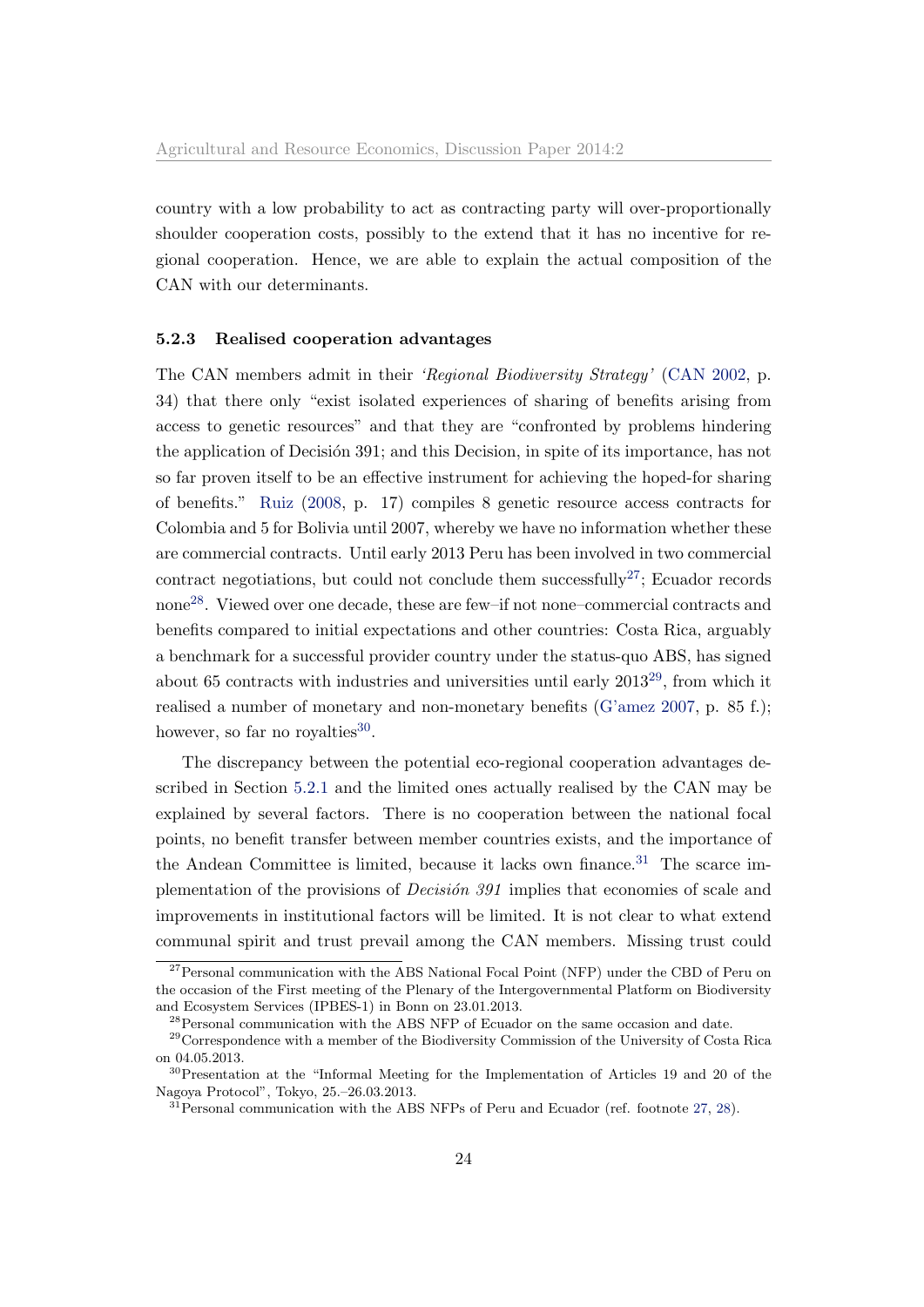country with a low probability to act as contracting party will over-proportionally shoulder cooperation costs, possibly to the extend that it has no incentive for regional cooperation. Hence, we are able to explain the actual composition of the CAN with our determinants.

### 5.2.3 Realised cooperation advantages

The CAN members admit in their *'Regional Biodiversity Strategy'* (CAN 2002, p. 34) that there only "exist isolated experiences of sharing of benefits arising from access to genetic resources" and that they are "confronted by problems hindering the application of Decisión 391; and this Decision, in spite of its importance, has not so far proven itself to be an effective instrument for achieving the hoped-for sharing of benefits." Ruiz (2008, p. 17) compiles 8 genetic resource access contracts for Colombia and 5 for Bolivia until 2007, whereby we have no information whether these are commercial contracts. Until early 2013 Peru has been involved in two commercial contract negotiations, but could not conclude them successfully[27]; Ecuador records none[28]. Viewed over one decade, these are few–if not none–commercial contracts and benefits compared to initial expectations and other countries: Costa Rica, arguably a benchmark for a successful provider country under the status-quo ABS, has signed about 65 contracts with industries and universities until early 2013[29], from which it realised a number of monetary and non-monetary benefits (G'amez 2007, p. 85 f.); however, so far no royalties[30].

The discrepancy between the potential eco-regional cooperation advantages described in Section 5.2.1 and the limited ones actually realised by the CAN may be explained by several factors. There is no cooperation between the national focal points, no benefit transfer between member countries exists, and the importance of the Andean Committee is limited, because it lacks own finance.[31] The scarce implementation of the provisions of *Decisión 391* implies that economies of scale and improvements in institutional factors will be limited. It is not clear to what extend communal spirit and trust prevail among the CAN members. Missing trust could

---

[27] Personal communication with the ABS National Focal Point (NFP) under the CBD of Peru on the occasion of the First meeting of the Plenary of the Intergovernmental Platform on Biodiversity and Ecosystem Services (IPBES-1) in Bonn on 23.01.2013.

[28] Personal communication with the ABS NFP of Ecuador on the same occasion and date.

[29] Correspondence with a member of the Biodiversity Commission of the University of Costa Rica on 04.05.2013.

[30] Presentation at the "Informal Meeting for the Implementation of Articles 19 and 20 of the Nagoya Protocol", Tokyo, 25.–26.03.2013.

[31] Personal communication with the ABS NFPs of Peru and Ecuador (ref. footnote 27, 28).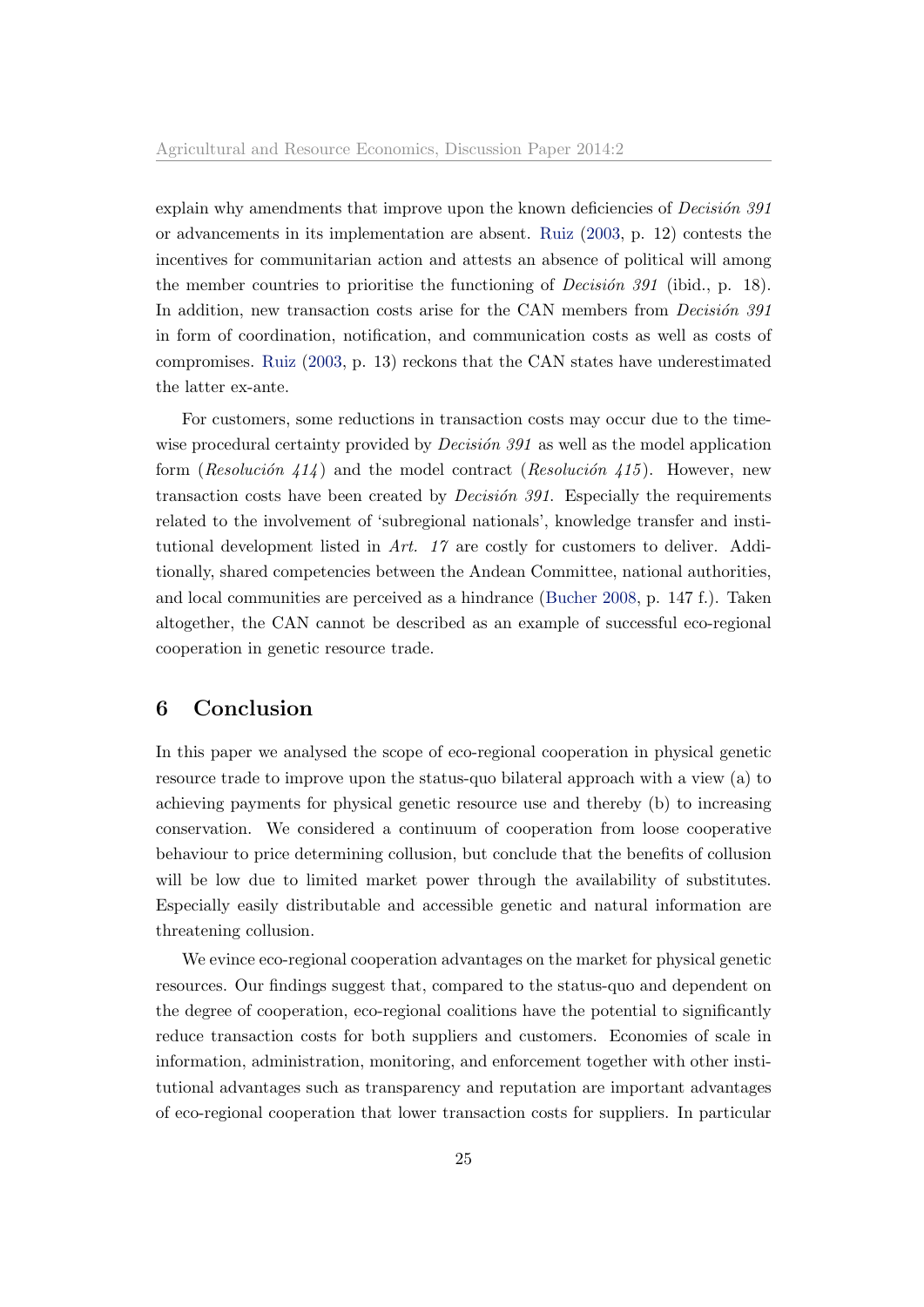explain why amendments that improve upon the known deficiencies of *Decisión 391* or advancements in its implementation are absent. Ruiz (2003, p. 12) contests the incentives for communitarian action and attests an absence of political will among the member countries to prioritise the functioning of *Decisión 391* (ibid., p. 18). In addition, new transaction costs arise for the CAN members from *Decisión 391* in form of coordination, notification, and communication costs as well as costs of compromises. Ruiz (2003, p. 13) reckons that the CAN states have underestimated the latter ex-ante.

For customers, some reductions in transaction costs may occur due to the time-wise procedural certainty provided by *Decisión 391* as well as the model application form (*Resolución 414*) and the model contract (*Resolución 415*). However, new transaction costs have been created by *Decisión 391*. Especially the requirements related to the involvement of 'subregional nationals', knowledge transfer and institutional development listed in *Art. 17* are costly for customers to deliver. Additionally, shared competencies between the Andean Committee, national authorities, and local communities are perceived as a hindrance (Bucher 2008, p. 147 f.). Taken altogether, the CAN cannot be described as an example of successful eco-regional cooperation in genetic resource trade.

## 6 Conclusion

In this paper we analysed the scope of eco-regional cooperation in physical genetic resource trade to improve upon the status-quo bilateral approach with a view (a) to achieving payments for physical genetic resource use and thereby (b) to increasing conservation. We considered a continuum of cooperation from loose cooperative behaviour to price determining collusion, but conclude that the benefits of collusion will be low due to limited market power through the availability of substitutes. Especially easily distributable and accessible genetic and natural information are threatening collusion.

We evince eco-regional cooperation advantages on the market for physical genetic resources. Our findings suggest that, compared to the status-quo and dependent on the degree of cooperation, eco-regional coalitions have the potential to significantly reduce transaction costs for both suppliers and customers. Economies of scale in information, administration, monitoring, and enforcement together with other institutional advantages such as transparency and reputation are important advantages of eco-regional cooperation that lower transaction costs for suppliers. In particular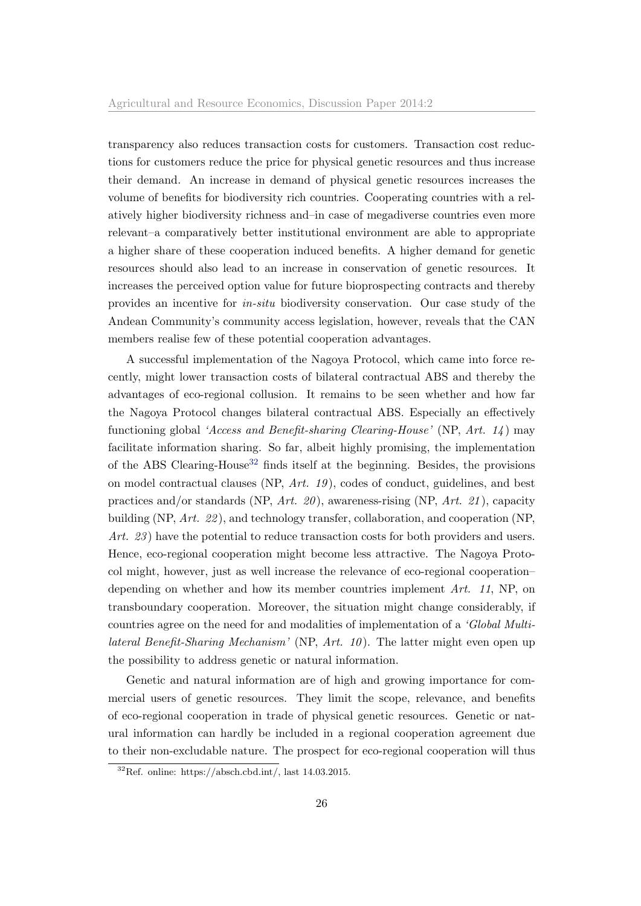transparency also reduces transaction costs for customers. Transaction cost reductions for customers reduce the price for physical genetic resources and thus increase their demand. An increase in demand of physical genetic resources increases the volume of benefits for biodiversity rich countries. Cooperating countries with a relatively higher biodiversity richness and–in case of megadiverse countries even more relevant–a comparatively better institutional environment are able to appropriate a higher share of these cooperation induced benefits. A higher demand for genetic resources should also lead to an increase in conservation of genetic resources. It increases the perceived option value for future bioprospecting contracts and thereby provides an incentive for *in-situ* biodiversity conservation. Our case study of the Andean Community's community access legislation, however, reveals that the CAN members realise few of these potential cooperation advantages.

A successful implementation of the Nagoya Protocol, which came into force recently, might lower transaction costs of bilateral contractual ABS and thereby the advantages of eco-regional collusion. It remains to be seen whether and how far the Nagoya Protocol changes bilateral contractual ABS. Especially an effectively functioning global *'Access and Benefit-sharing Clearing-House'* (NP, *Art. 14*) may facilitate information sharing. So far, albeit highly promising, the implementation of the ABS Clearing-House[32] finds itself at the beginning. Besides, the provisions on model contractual clauses (NP, *Art. 19*), codes of conduct, guidelines, and best practices and/or standards (NP, *Art. 20*), awareness-rising (NP, *Art. 21*), capacity building (NP, *Art. 22*), and technology transfer, collaboration, and cooperation (NP, *Art. 23*) have the potential to reduce transaction costs for both providers and users. Hence, eco-regional cooperation might become less attractive. The Nagoya Protocol might, however, just as well increase the relevance of eco-regional cooperation–depending on whether and how its member countries implement *Art. 11*, NP, on transboundary cooperation. Moreover, the situation might change considerably, if countries agree on the need for and modalities of implementation of a *'Global Multilateral Benefit-Sharing Mechanism'* (NP, *Art. 10*). The latter might even open up the possibility to address genetic or natural information.

Genetic and natural information are of high and growing importance for commercial users of genetic resources. They limit the scope, relevance, and benefits of eco-regional cooperation in trade of physical genetic resources. Genetic or natural information can hardly be included in a regional cooperation agreement due to their non-excludable nature. The prospect for eco-regional cooperation will thus

[32] Ref. online: https://absch.cbd.int/, last 14.03.2015.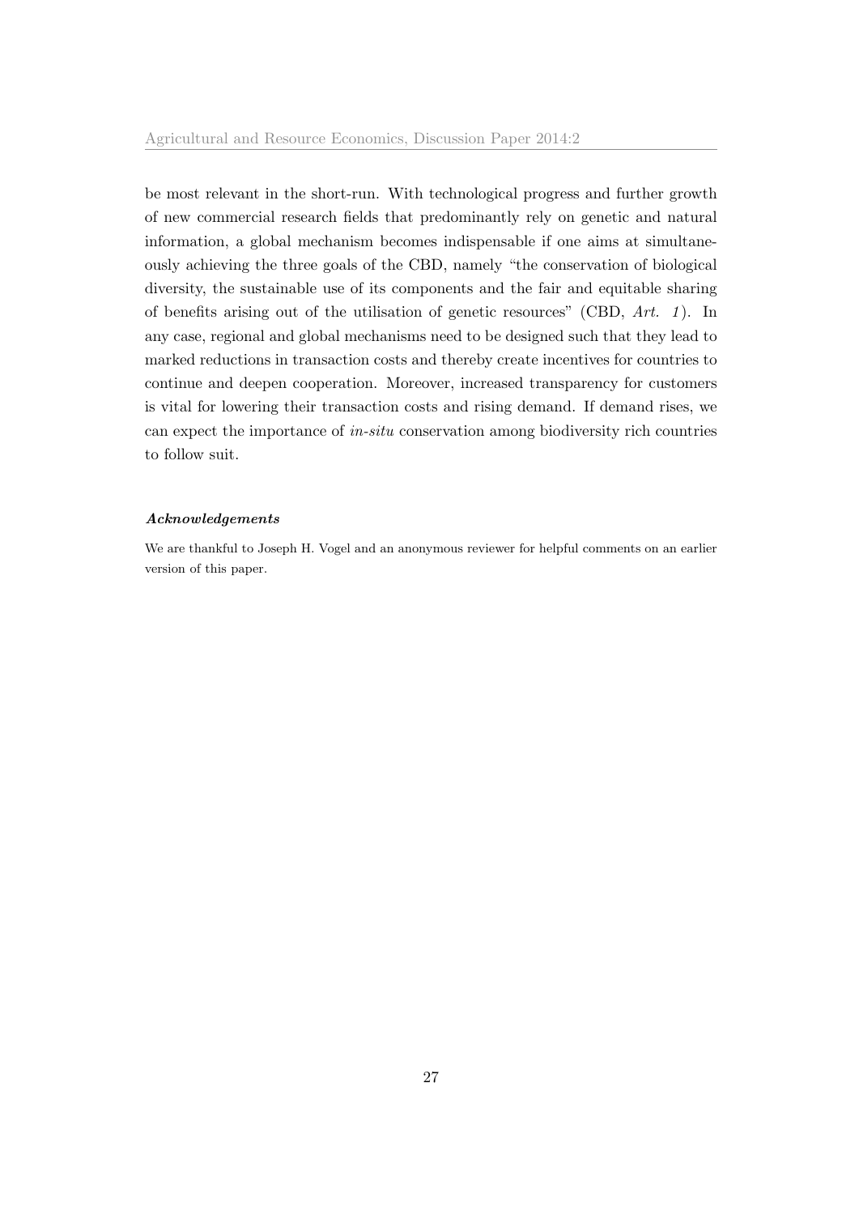be most relevant in the short-run. With technological progress and further growth of new commercial research fields that predominantly rely on genetic and natural information, a global mechanism becomes indispensable if one aims at simultaneously achieving the three goals of the CBD, namely "the conservation of biological diversity, the sustainable use of its components and the fair and equitable sharing of benefits arising out of the utilisation of genetic resources" (CBD, *Art. 1*). In any case, regional and global mechanisms need to be designed such that they lead to marked reductions in transaction costs and thereby create incentives for countries to continue and deepen cooperation. Moreover, increased transparency for customers is vital for lowering their transaction costs and rising demand. If demand rises, we can expect the importance of *in-situ* conservation among biodiversity rich countries to follow suit.

***Acknowledgements***

We are thankful to Joseph H. Vogel and an anonymous reviewer for helpful comments on an earlier version of this paper.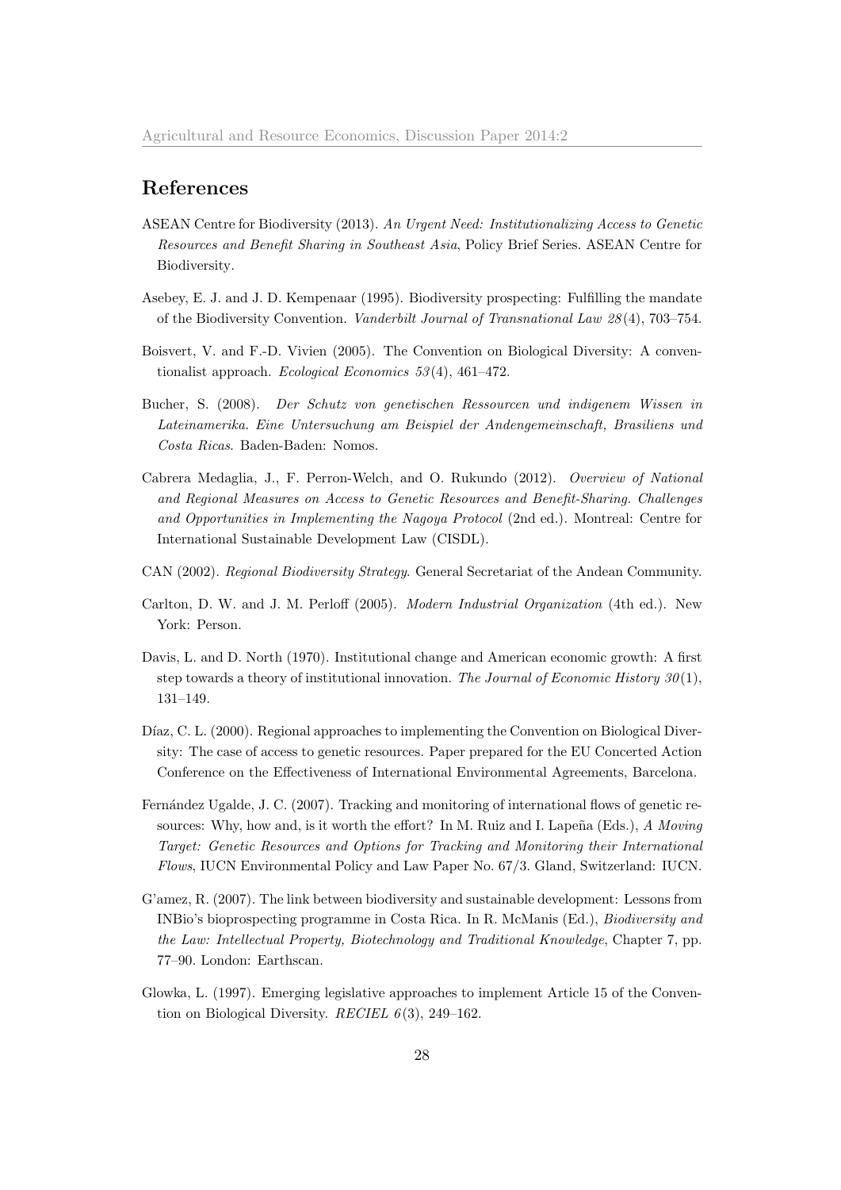## References

ASEAN Centre for Biodiversity (2013). *An Urgent Need: Institutionalizing Access to Genetic Resources and Benefit Sharing in Southeast Asia*, Policy Brief Series. ASEAN Centre for Biodiversity.

Asebey, E. J. and J. D. Kempenaar (1995). Biodiversity prospecting: Fulfilling the mandate of the Biodiversity Convention. *Vanderbilt Journal of Transnational Law 28*(4), 703–754.

Boisvert, V. and F.-D. Vivien (2005). The Convention on Biological Diversity: A conventionalist approach. *Ecological Economics 53*(4), 461–472.

Bucher, S. (2008). *Der Schutz von genetischen Ressourcen und indigenem Wissen in Lateinamerika. Eine Untersuchung am Beispiel der Andengemeinschaft, Brasiliens und Costa Ricas*. Baden-Baden: Nomos.

Cabrera Medaglia, J., F. Perron-Welch, and O. Rukundo (2012). *Overview of National and Regional Measures on Access to Genetic Resources and Benefit-Sharing. Challenges and Opportunities in Implementing the Nagoya Protocol* (2nd ed.). Montreal: Centre for International Sustainable Development Law (CISDL).

CAN (2002). *Regional Biodiversity Strategy*. General Secretariat of the Andean Community.

Carlton, D. W. and J. M. Perloff (2005). *Modern Industrial Organization* (4th ed.). New York: Person.

Davis, L. and D. North (1970). Institutional change and American economic growth: A first step towards a theory of institutional innovation. *The Journal of Economic History 30*(1), 131–149.

Díaz, C. L. (2000). Regional approaches to implementing the Convention on Biological Diversity: The case of access to genetic resources. Paper prepared for the EU Concerted Action Conference on the Effectiveness of International Environmental Agreements, Barcelona.

Fernández Ugalde, J. C. (2007). Tracking and monitoring of international flows of genetic resources: Why, how and, is it worth the effort? In M. Ruiz and I. Lapeña (Eds.), *A Moving Target: Genetic Resources and Options for Tracking and Monitoring their International Flows*, IUCN Environmental Policy and Law Paper No. 67/3. Gland, Switzerland: IUCN.

G'amez, R. (2007). The link between biodiversity and sustainable development: Lessons from INBio's bioprospecting programme in Costa Rica. In R. McManis (Ed.), *Biodiversity and the Law: Intellectual Property, Biotechnology and Traditional Knowledge*, Chapter 7, pp. 77–90. London: Earthscan.

Glowka, L. (1997). Emerging legislative approaches to implement Article 15 of the Convention on Biological Diversity. *RECIEL 6*(3), 249–162.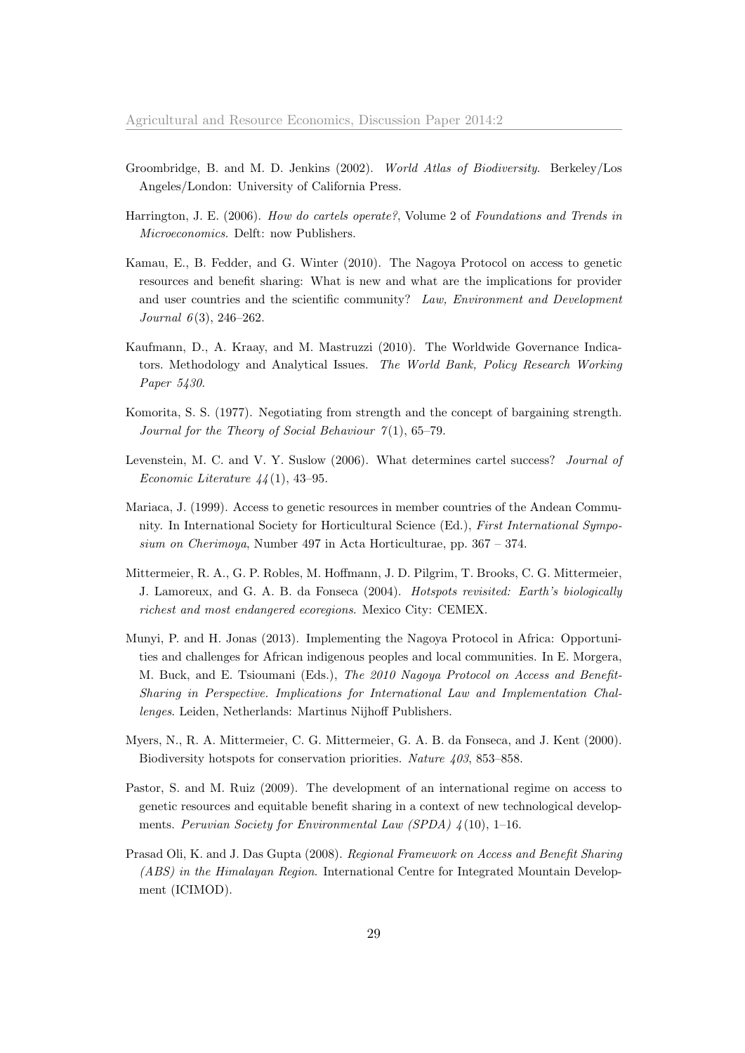Groombridge, B. and M. D. Jenkins (2002). *World Atlas of Biodiversity*. Berkeley/Los Angeles/London: University of California Press.

Harrington, J. E. (2006). *How do cartels operate?*, Volume 2 of *Foundations and Trends in Microeconomics*. Delft: now Publishers.

Kamau, E., B. Fedder, and G. Winter (2010). The Nagoya Protocol on access to genetic resources and benefit sharing: What is new and what are the implications for provider and user countries and the scientific community? *Law, Environment and Development Journal 6*(3), 246–262.

Kaufmann, D., A. Kraay, and M. Mastruzzi (2010). The Worldwide Governance Indicators. Methodology and Analytical Issues. *The World Bank, Policy Research Working Paper 5430*.

Komorita, S. S. (1977). Negotiating from strength and the concept of bargaining strength. *Journal for the Theory of Social Behaviour 7*(1), 65–79.

Levenstein, M. C. and V. Y. Suslow (2006). What determines cartel success? *Journal of Economic Literature 44*(1), 43–95.

Mariaca, J. (1999). Access to genetic resources in member countries of the Andean Community. In International Society for Horticultural Science (Ed.), *First International Symposium on Cherimoya*, Number 497 in Acta Horticulturae, pp. 367 – 374.

Mittermeier, R. A., G. P. Robles, M. Hoffmann, J. D. Pilgrim, T. Brooks, C. G. Mittermeier, J. Lamoreux, and G. A. B. da Fonseca (2004). *Hotspots revisited: Earth's biologically richest and most endangered ecoregions*. Mexico City: CEMEX.

Munyi, P. and H. Jonas (2013). Implementing the Nagoya Protocol in Africa: Opportunities and challenges for African indigenous peoples and local communities. In E. Morgera, M. Buck, and E. Tsioumani (Eds.), *The 2010 Nagoya Protocol on Access and Benefit-Sharing in Perspective. Implications for International Law and Implementation Challenges*. Leiden, Netherlands: Martinus Nijhoff Publishers.

Myers, N., R. A. Mittermeier, C. G. Mittermeier, G. A. B. da Fonseca, and J. Kent (2000). Biodiversity hotspots for conservation priorities. *Nature 403*, 853–858.

Pastor, S. and M. Ruiz (2009). The development of an international regime on access to genetic resources and equitable benefit sharing in a context of new technological developments. *Peruvian Society for Environmental Law (SPDA) 4*(10), 1–16.

Prasad Oli, K. and J. Das Gupta (2008). *Regional Framework on Access and Benefit Sharing (ABS) in the Himalayan Region*. International Centre for Integrated Mountain Development (ICIMOD).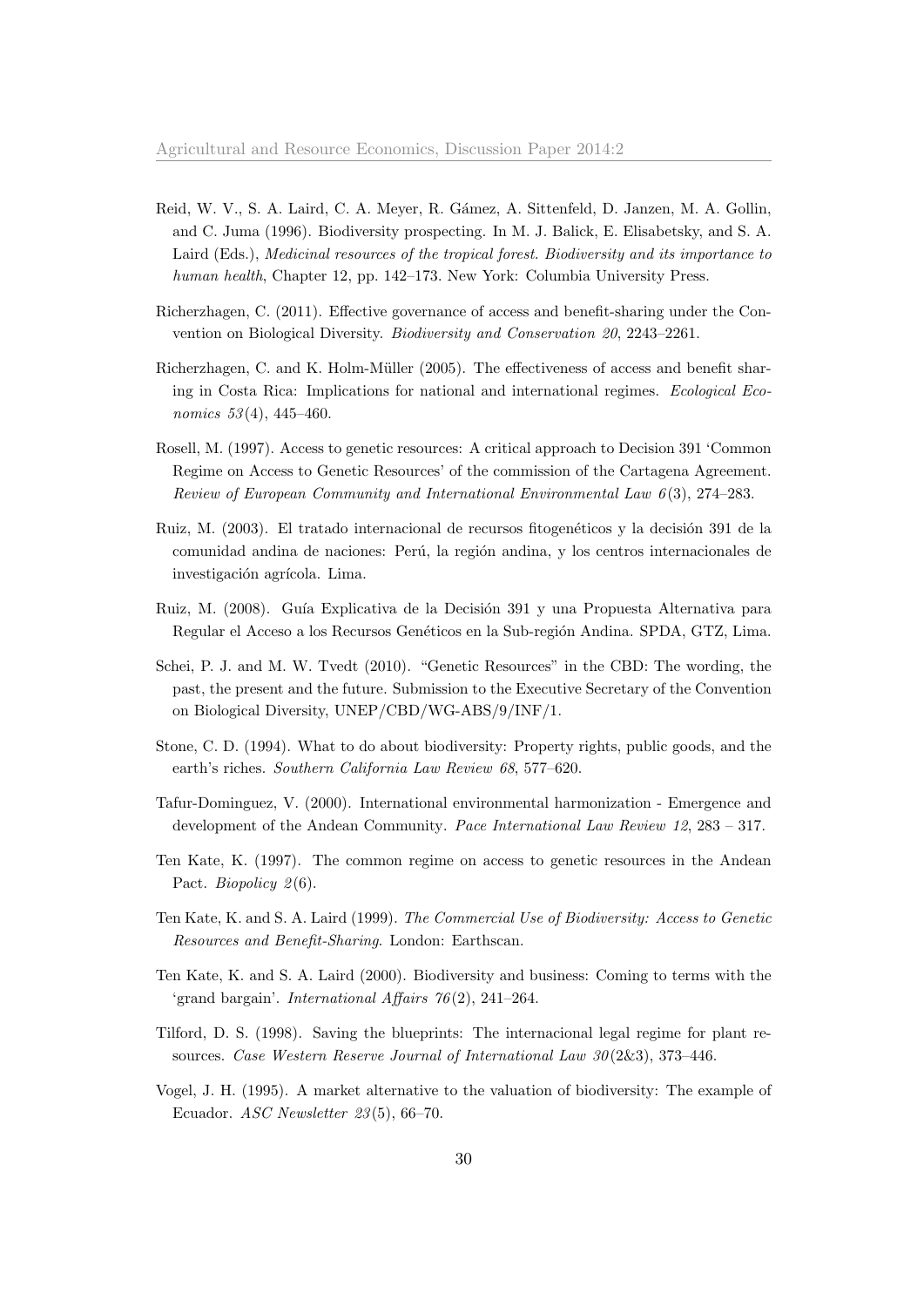Reid, W. V., S. A. Laird, C. A. Meyer, R. Gámez, A. Sittenfeld, D. Janzen, M. A. Gollin, and C. Juma (1996). Biodiversity prospecting. In M. J. Balick, E. Elisabetsky, and S. A. Laird (Eds.), *Medicinal resources of the tropical forest. Biodiversity and its importance to human health*, Chapter 12, pp. 142–173. New York: Columbia University Press.

Richerzhagen, C. (2011). Effective governance of access and benefit-sharing under the Convention on Biological Diversity. *Biodiversity and Conservation 20*, 2243–2261.

Richerzhagen, C. and K. Holm-Müller (2005). The effectiveness of access and benefit sharing in Costa Rica: Implications for national and international regimes. *Ecological Economics 53*(4), 445–460.

Rosell, M. (1997). Access to genetic resources: A critical approach to Decision 391 'Common Regime on Access to Genetic Resources' of the commission of the Cartagena Agreement. *Review of European Community and International Environmental Law 6*(3), 274–283.

Ruiz, M. (2003). El tratado internacional de recursos fitogenéticos y la decisión 391 de la comunidad andina de naciones: Perú, la región andina, y los centros internacionales de investigación agrícola. Lima.

Ruiz, M. (2008). Guía Explicativa de la Decisión 391 y una Propuesta Alternativa para Regular el Acceso a los Recursos Genéticos en la Sub-región Andina. SPDA, GTZ, Lima.

Schei, P. J. and M. W. Tvedt (2010). "Genetic Resources" in the CBD: The wording, the past, the present and the future. Submission to the Executive Secretary of the Convention on Biological Diversity, UNEP/CBD/WG-ABS/9/INF/1.

Stone, C. D. (1994). What to do about biodiversity: Property rights, public goods, and the earth's riches. *Southern California Law Review 68*, 577–620.

Tafur-Dominguez, V. (2000). International environmental harmonization - Emergence and development of the Andean Community. *Pace International Law Review 12*, 283 – 317.

Ten Kate, K. (1997). The common regime on access to genetic resources in the Andean Pact. *Biopolicy 2*(6).

Ten Kate, K. and S. A. Laird (1999). *The Commercial Use of Biodiversity: Access to Genetic Resources and Benefit-Sharing*. London: Earthscan.

Ten Kate, K. and S. A. Laird (2000). Biodiversity and business: Coming to terms with the 'grand bargain'. *International Affairs 76*(2), 241–264.

Tilford, D. S. (1998). Saving the blueprints: The internacional legal regime for plant resources. *Case Western Reserve Journal of International Law 30*(2&3), 373–446.

Vogel, J. H. (1995). A market alternative to the valuation of biodiversity: The example of Ecuador. *ASC Newsletter 23*(5), 66–70.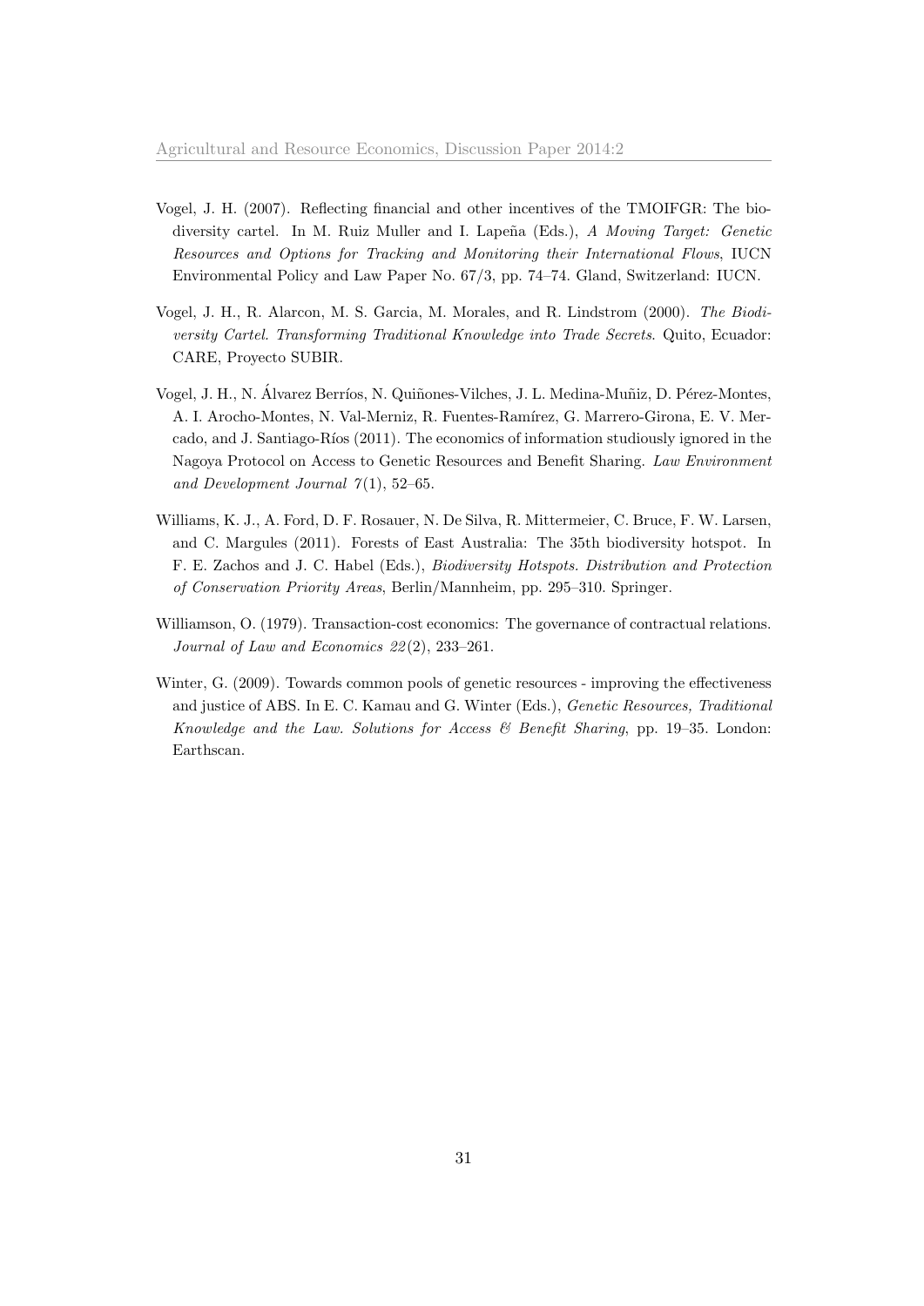Vogel, J. H. (2007). Reflecting financial and other incentives of the TMOIFGR: The biodiversity cartel. In M. Ruiz Muller and I. Lapeña (Eds.), *A Moving Target: Genetic Resources and Options for Tracking and Monitoring their International Flows*, IUCN Environmental Policy and Law Paper No. 67/3, pp. 74–74. Gland, Switzerland: IUCN.

Vogel, J. H., R. Alarcon, M. S. Garcia, M. Morales, and R. Lindstrom (2000). *The Biodiversity Cartel. Transforming Traditional Knowledge into Trade Secrets*. Quito, Ecuador: CARE, Proyecto SUBIR.

Vogel, J. H., N. Álvarez Berríos, N. Quiñones-Vilches, J. L. Medina-Muñiz, D. Pérez-Montes, A. I. Arocho-Montes, N. Val-Merniz, R. Fuentes-Ramírez, G. Marrero-Girona, E. V. Mercado, and J. Santiago-Ríos (2011). The economics of information studiously ignored in the Nagoya Protocol on Access to Genetic Resources and Benefit Sharing. *Law Environment and Development Journal 7*(1), 52–65.

Williams, K. J., A. Ford, D. F. Rosauer, N. De Silva, R. Mittermeier, C. Bruce, F. W. Larsen, and C. Margules (2011). Forests of East Australia: The 35th biodiversity hotspot. In F. E. Zachos and J. C. Habel (Eds.), *Biodiversity Hotspots. Distribution and Protection of Conservation Priority Areas*, Berlin/Mannheim, pp. 295–310. Springer.

Williamson, O. (1979). Transaction-cost economics: The governance of contractual relations. *Journal of Law and Economics 22*(2), 233–261.

Winter, G. (2009). Towards common pools of genetic resources - improving the effectiveness and justice of ABS. In E. C. Kamau and G. Winter (Eds.), *Genetic Resources, Traditional Knowledge and the Law. Solutions for Access & Benefit Sharing*, pp. 19–35. London: Earthscan.